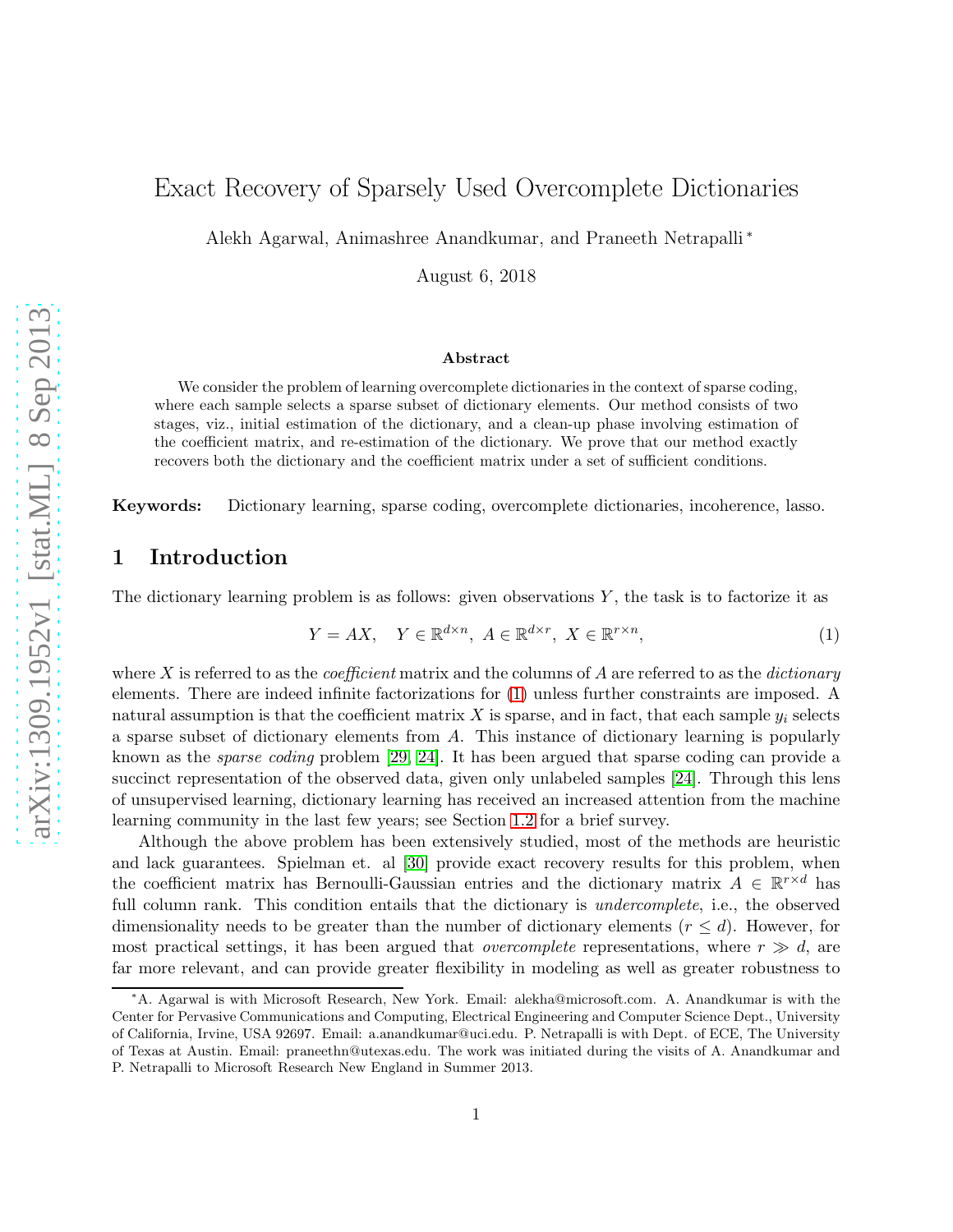# Exact Recovery of Sparsely Used Overcomplete Dictionaries

Alekh Agarwal, Animashree Anandkumar, and Praneeth Netrapalli *

August 6, 2018

### Abstract

We consider the problem of learning overcomplete dictionaries in the context of sparse coding, where each sample selects a sparse subset of dictionary elements. Our method consists of two stages, viz., initial estimation of the dictionary, and a clean-up phase involving estimation of the coefficient matrix, and re-estimation of the dictionary. We prove that our method exactly recovers both the dictionary and the coefficient matrix under a set of sufficient conditions.

**Keywords:** Dictionary learning, sparse coding, overcomplete dictionaries, incoherence, lasso.

## 1 Introduction

The dictionary learning problem is as follows: given observations $Y$, the task is to factorize it as

$$Y = AX, \quad Y \in \mathbb{R}^{d \times n},\ A \in \mathbb{R}^{d \times r},\ X \in \mathbb{R}^{r \times n}, \tag{1}$$

where $X$ is referred to as the *coefficient* matrix and the columns of $A$ are referred to as the *dictionary* elements. There are indeed infinite factorizations for (1) unless further constraints are imposed. A natural assumption is that the coefficient matrix $X$ is sparse, and in fact, that each sample $y_i$ selects a sparse subset of dictionary elements from $A$. This instance of dictionary learning is popularly known as the *sparse coding* problem [29, 24]. It has been argued that sparse coding can provide a succinct representation of the observed data, given only unlabeled samples [24]. Through this lens of unsupervised learning, dictionary learning has received an increased attention from the machine learning community in the last few years; see Section 1.2 for a brief survey.

Although the above problem has been extensively studied, most of the methods are heuristic and lack guarantees. Spielman et. al [30] provide exact recovery results for this problem, when the coefficient matrix has Bernoulli-Gaussian entries and the dictionary matrix $A \in \mathbb{R}^{r \times d}$ has full column rank. This condition entails that the dictionary is *undercomplete*, i.e., the observed dimensionality needs to be greater than the number of dictionary elements ($r \le d$). However, for most practical settings, it has been argued that *overcomplete* representations, where $r \gg d$, are far more relevant, and can provide greater flexibility in modeling as well as greater robustness to

---

*A. Agarwal is with Microsoft Research, New York. Email: alekha@microsoft.com. A. Anandkumar is with the Center for Pervasive Communications and Computing, Electrical Engineering and Computer Science Dept., University of California, Irvine, USA 92697. Email: a.anandkumar@uci.edu. P. Netrapalli is with Dept. of ECE, The University of Texas at Austin. Email: praneethn@utexas.edu. The work was initiated during the visits of A. Anandkumar and P. Netrapalli to Microsoft Research New England in Summer 2013.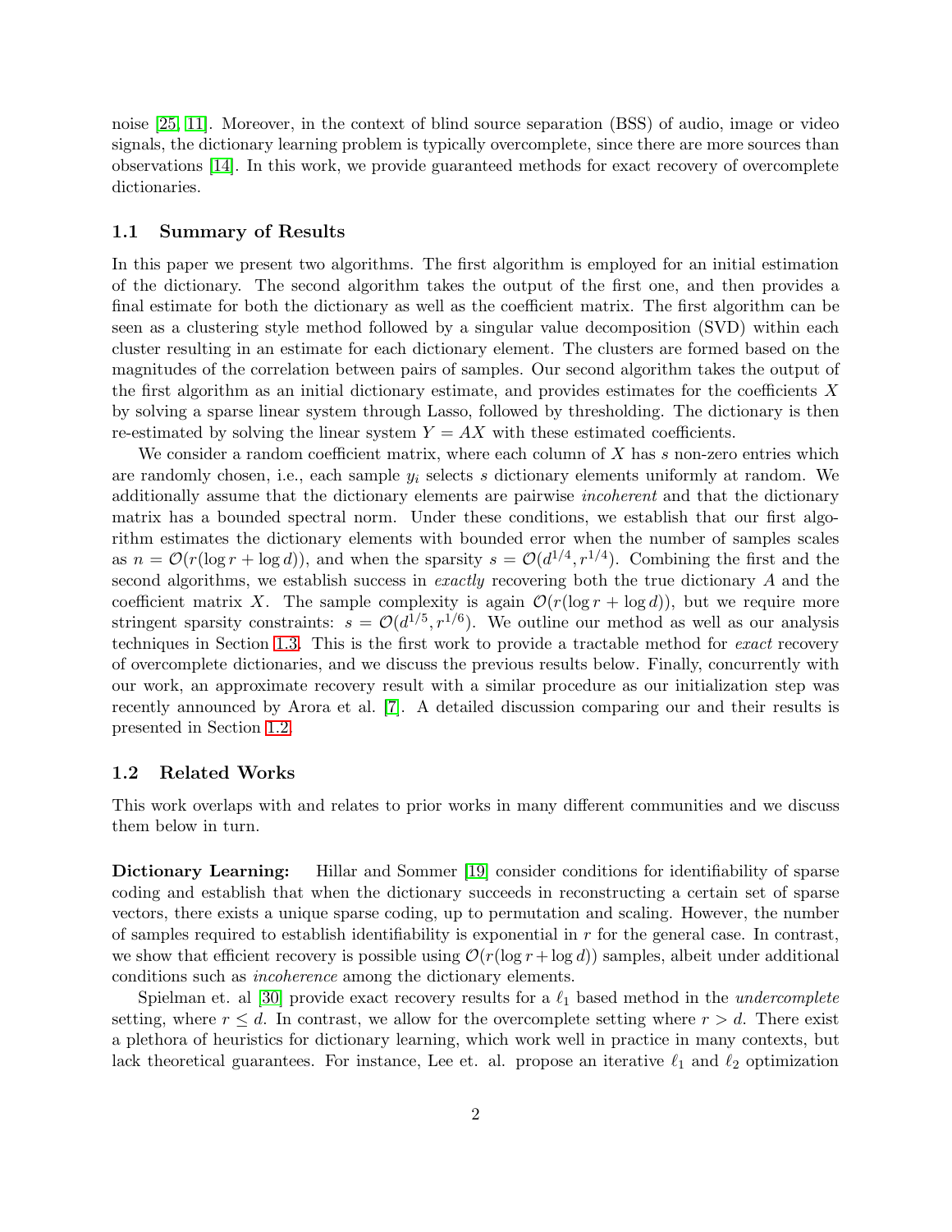noise [25, 11]. Moreover, in the context of blind source separation (BSS) of audio, image or video signals, the dictionary learning problem is typically overcomplete, since there are more sources than observations [14]. In this work, we provide guaranteed methods for exact recovery of overcomplete dictionaries.

### 1.1 Summary of Results

In this paper we present two algorithms. The first algorithm is employed for an initial estimation of the dictionary. The second algorithm takes the output of the first one, and then provides a final estimate for both the dictionary as well as the coefficient matrix. The first algorithm can be seen as a clustering style method followed by a singular value decomposition (SVD) within each cluster resulting in an estimate for each dictionary element. The clusters are formed based on the magnitudes of the correlation between pairs of samples. Our second algorithm takes the output of the first algorithm as an initial dictionary estimate, and provides estimates for the coefficients $X$ by solving a sparse linear system through Lasso, followed by thresholding. The dictionary is then re-estimated by solving the linear system $Y = AX$ with these estimated coefficients.

We consider a random coefficient matrix, where each column of $X$ has $s$ non-zero entries which are randomly chosen, i.e., each sample $y_i$ selects $s$ dictionary elements uniformly at random. We additionally assume that the dictionary elements are pairwise *incoherent* and that the dictionary matrix has a bounded spectral norm. Under these conditions, we establish that our first algorithm estimates the dictionary elements with bounded error when the number of samples scales as $n = \mathcal{O}(r(\log r + \log d))$, and when the sparsity $s = \mathcal{O}(d^{1/4}, r^{1/4})$. Combining the first and the second algorithms, we establish success in *exactly* recovering both the true dictionary $A$ and the coefficient matrix $X$. The sample complexity is again $\mathcal{O}(r(\log r + \log d))$, but we require more stringent sparsity constraints: $s = \mathcal{O}(d^{1/5}, r^{1/6})$. We outline our method as well as our analysis techniques in Section 1.3. This is the first work to provide a tractable method for *exact* recovery of overcomplete dictionaries, and we discuss the previous results below. Finally, concurrently with our work, an approximate recovery result with a similar procedure as our initialization step was recently announced by Arora et al. [7]. A detailed discussion comparing our and their results is presented in Section 1.2.

### 1.2 Related Works

This work overlaps with and relates to prior works in many different communities and we discuss them below in turn.

**Dictionary Learning:** Hillar and Sommer [19] consider conditions for identifiability of sparse coding and establish that when the dictionary succeeds in reconstructing a certain set of sparse vectors, there exists a unique sparse coding, up to permutation and scaling. However, the number of samples required to establish identifiability is exponential in $r$ for the general case. In contrast, we show that efficient recovery is possible using $\mathcal{O}(r(\log r + \log d))$ samples, albeit under additional conditions such as *incoherence* among the dictionary elements.

Spielman et. al [30] provide exact recovery results for a $\ell_1$ based method in the *undercomplete* setting, where $r \leq d$. In contrast, we allow for the overcomplete setting where $r > d$. There exist a plethora of heuristics for dictionary learning, which work well in practice in many contexts, but lack theoretical guarantees. For instance, Lee et. al. propose an iterative $\ell_1$ and $\ell_2$ optimization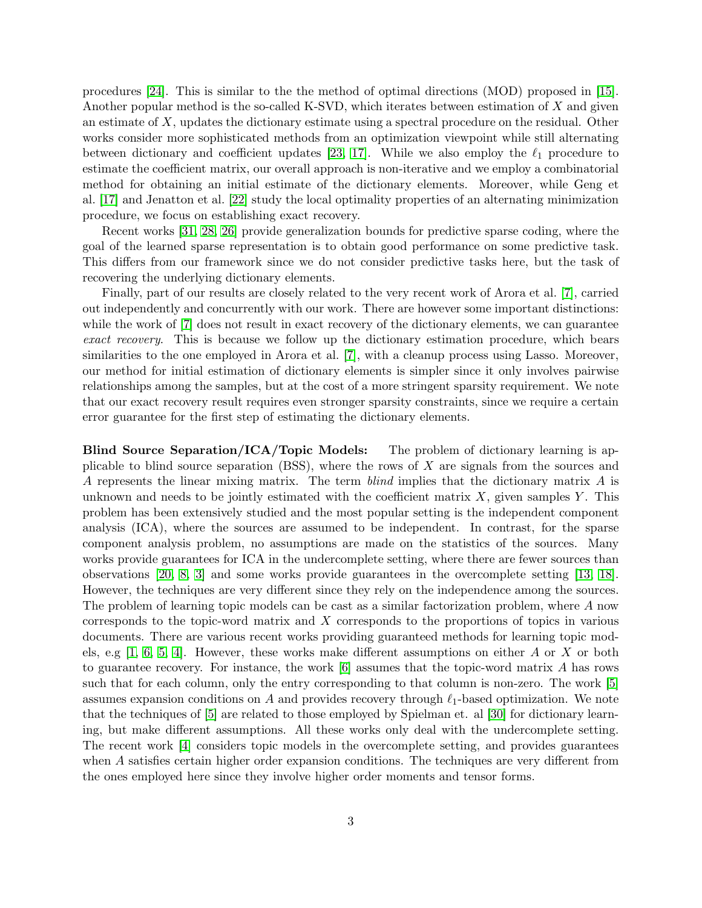procedures [24]. This is similar to the the method of optimal directions (MOD) proposed in [15]. Another popular method is the so-called K-SVD, which iterates between estimation of $X$ and given an estimate of $X$, updates the dictionary estimate using a spectral procedure on the residual. Other works consider more sophisticated methods from an optimization viewpoint while still alternating between dictionary and coefficient updates [23, 17]. While we also employ the $\ell_1$ procedure to estimate the coefficient matrix, our overall approach is non-iterative and we employ a combinatorial method for obtaining an initial estimate of the dictionary elements. Moreover, while Geng et al. [17] and Jenatton et al. [22] study the local optimality properties of an alternating minimization procedure, we focus on establishing exact recovery.

Recent works [31, 28, 26] provide generalization bounds for predictive sparse coding, where the goal of the learned sparse representation is to obtain good performance on some predictive task. This differs from our framework since we do not consider predictive tasks here, but the task of recovering the underlying dictionary elements.

Finally, part of our results are closely related to the very recent work of Arora et al. [7], carried out independently and concurrently with our work. There are however some important distinctions: while the work of [7] does not result in exact recovery of the dictionary elements, we can guarantee *exact recovery*. This is because we follow up the dictionary estimation procedure, which bears similarities to the one employed in Arora et al. [7], with a cleanup process using Lasso. Moreover, our method for initial estimation of dictionary elements is simpler since it only involves pairwise relationships among the samples, but at the cost of a more stringent sparsity requirement. We note that our exact recovery result requires even stronger sparsity constraints, since we require a certain error guarantee for the first step of estimating the dictionary elements.

**Blind Source Separation/ICA/Topic Models:** The problem of dictionary learning is applicable to blind source separation (BSS), where the rows of $X$ are signals from the sources and $A$ represents the linear mixing matrix. The term *blind* implies that the dictionary matrix $A$ is unknown and needs to be jointly estimated with the coefficient matrix $X$, given samples $Y$. This problem has been extensively studied and the most popular setting is the independent component analysis (ICA), where the sources are assumed to be independent. In contrast, for the sparse component analysis problem, no assumptions are made on the statistics of the sources. Many works provide guarantees for ICA in the undercomplete setting, where there are fewer sources than observations [20, 8, 3] and some works provide guarantees in the overcomplete setting [13, 18]. However, the techniques are very different since they rely on the independence among the sources. The problem of learning topic models can be cast as a similar factorization problem, where $A$ now corresponds to the topic-word matrix and $X$ corresponds to the proportions of topics in various documents. There are various recent works providing guaranteed methods for learning topic models, e.g [1, 6, 5, 4]. However, these works make different assumptions on either $A$ or $X$ or both to guarantee recovery. For instance, the work [6] assumes that the topic-word matrix $A$ has rows such that for each column, only the entry corresponding to that column is non-zero. The work [5] assumes expansion conditions on $A$ and provides recovery through $\ell_1$-based optimization. We note that the techniques of [5] are related to those employed by Spielman et. al [30] for dictionary learning, but make different assumptions. All these works only deal with the undercomplete setting. The recent work [4] considers topic models in the overcomplete setting, and provides guarantees when $A$ satisfies certain higher order expansion conditions. The techniques are very different from the ones employed here since they involve higher order moments and tensor forms.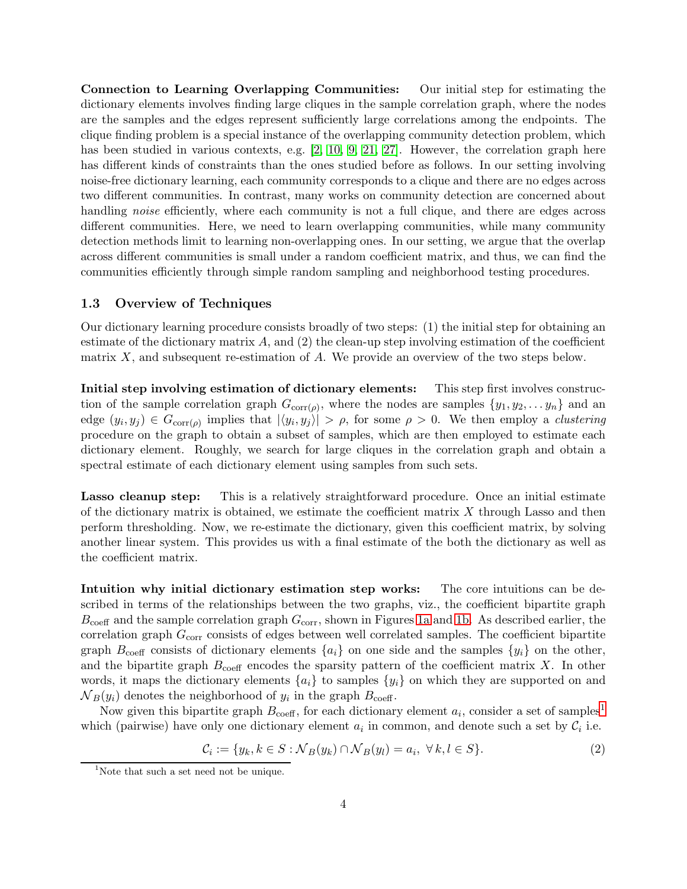**Connection to Learning Overlapping Communities:** Our initial step for estimating the dictionary elements involves finding large cliques in the sample correlation graph, where the nodes are the samples and the edges represent sufficiently large correlations among the endpoints. The clique finding problem is a special instance of the overlapping community detection problem, which has been studied in various contexts, e.g. [2, 10, 9, 21, 27]. However, the correlation graph here has different kinds of constraints than the ones studied before as follows. In our setting involving noise-free dictionary learning, each community corresponds to a clique and there are no edges across two different communities. In contrast, many works on community detection are concerned about handling *noise* efficiently, where each community is not a full clique, and there are edges across different communities. Here, we need to learn overlapping communities, while many community detection methods limit to learning non-overlapping ones. In our setting, we argue that the overlap across different communities is small under a random coefficient matrix, and thus, we can find the communities efficiently through simple random sampling and neighborhood testing procedures.

### 1.3 Overview of Techniques

Our dictionary learning procedure consists broadly of two steps: (1) the initial step for obtaining an estimate of the dictionary matrix $A$, and (2) the clean-up step involving estimation of the coefficient matrix $X$, and subsequent re-estimation of $A$. We provide an overview of the two steps below.

**Initial step involving estimation of dictionary elements:** This step first involves construction of the sample correlation graph $G_{\text{corr}(\rho)}$, where the nodes are samples $\{y_1, y_2, \ldots y_n\}$ and an edge $(y_i, y_j) \in G_{\text{corr}(\rho)}$ implies that $|\langle y_i, y_j \rangle| > \rho$, for some $\rho > 0$. We then employ a *clustering* procedure on the graph to obtain a subset of samples, which are then employed to estimate each dictionary element. Roughly, we search for large cliques in the correlation graph and obtain a spectral estimate of each dictionary element using samples from such sets.

**Lasso cleanup step:** This is a relatively straightforward procedure. Once an initial estimate of the dictionary matrix is obtained, we estimate the coefficient matrix $X$ through Lasso and then perform thresholding. Now, we re-estimate the dictionary, given this coefficient matrix, by solving another linear system. This provides us with a final estimate of the both the dictionary as well as the coefficient matrix.

**Intuition why initial dictionary estimation step works:** The core intuitions can be described in terms of the relationships between the two graphs, viz., the coefficient bipartite graph $B_{\text{coeff}}$ and the sample correlation graph $G_{\text{corr}}$, shown in Figures 1a and 1b. As described earlier, the correlation graph $G_{\text{corr}}$ consists of edges between well correlated samples. The coefficient bipartite graph $B_{\text{coeff}}$ consists of dictionary elements $\{a_i\}$ on one side and the samples $\{y_i\}$ on the other, and the bipartite graph $B_{\text{coeff}}$ encodes the sparsity pattern of the coefficient matrix $X$. In other words, it maps the dictionary elements $\{a_i\}$ to samples $\{y_i\}$ on which they are supported on and $\mathcal{N}_B(y_i)$ denotes the neighborhood of $y_i$ in the graph $B_{\text{coeff}}$.

Now given this bipartite graph $B_{\text{coeff}}$, for each dictionary element $a_i$, consider a set of samples[1] which (pairwise) have only one dictionary element $a_i$ in common, and denote such a set by $\mathcal{C}_i$ i.e.

$$\mathcal{C}_i := \{y_k, k \in S : \mathcal{N}_B(y_k) \cap \mathcal{N}_B(y_l) = a_i, \ \forall \, k, l \in S\}. \tag{2}$$

[1] Note that such a set need not be unique.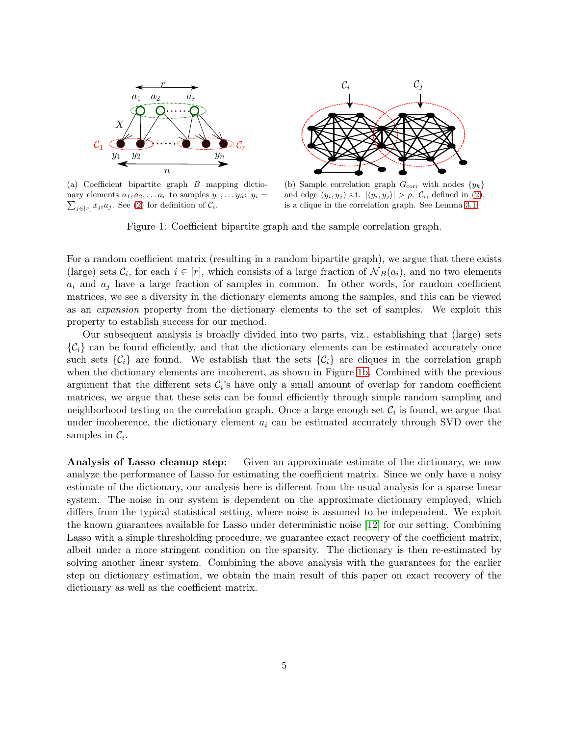(a) Coefficient bipartite graph $B$ mapping dictionary elements $a_1, a_2, \ldots a_r$ to samples $y_1, \ldots y_n$: $y_i = \sum_{j \in [r]} x_{ji} a_j$. See (2) for definition of $\mathcal{C}_i$.

(b) Sample correlation graph $G_{\text{corr}}$ with nodes $\{y_k\}$ and edge $(y_i, y_j)$ s.t. $|\langle y_i, y_j \rangle| > \rho$. $\mathcal{C}_i$, defined in (2), is a clique in the correlation graph. See Lemma 3.1.

Figure 1: Coefficient bipartite graph and the sample correlation graph.

For a random coefficient matrix (resulting in a random bipartite graph), we argue that there exists (large) sets $\mathcal{C}_i$, for each $i \in [r]$, which consists of a large fraction of $\mathcal{N}_B(a_i)$, and no two elements $a_i$ and $a_j$ have a large fraction of samples in common. In other words, for random coefficient matrices, we see a diversity in the dictionary elements among the samples, and this can be viewed as an *expansion* property from the dictionary elements to the set of samples. We exploit this property to establish success for our method.

Our subsequent analysis is broadly divided into two parts, viz., establishing that (large) sets $\{\mathcal{C}_i\}$ can be found efficiently, and that the dictionary elements can be estimated accurately once such sets $\{\mathcal{C}_i\}$ are found. We establish that the sets $\{\mathcal{C}_i\}$ are cliques in the correlation graph when the dictionary elements are incoherent, as shown in Figure 1b. Combined with the previous argument that the different sets $\mathcal{C}_i$'s have only a small amount of overlap for random coefficient matrices, we argue that these sets can be found efficiently through simple random sampling and neighborhood testing on the correlation graph. Once a large enough set $\mathcal{C}_i$ is found, we argue that under incoherence, the dictionary element $a_i$ can be estimated accurately through SVD over the samples in $\mathcal{C}_i$.

**Analysis of Lasso cleanup step:** Given an approximate estimate of the dictionary, we now analyze the performance of Lasso for estimating the coefficient matrix. Since we only have a noisy estimate of the dictionary, our analysis here is different from the usual analysis for a sparse linear system. The noise in our system is dependent on the approximate dictionary employed, which differs from the typical statistical setting, where noise is assumed to be independent. We exploit the known guarantees available for Lasso under deterministic noise [12] for our setting. Combining Lasso with a simple thresholding procedure, we guarantee exact recovery of the coefficient matrix, albeit under a more stringent condition on the sparsity. The dictionary is then re-estimated by solving another linear system. Combining the above analysis with the guarantees for the earlier step on dictionary estimation, we obtain the main result of this paper on exact recovery of the dictionary as well as the coefficient matrix.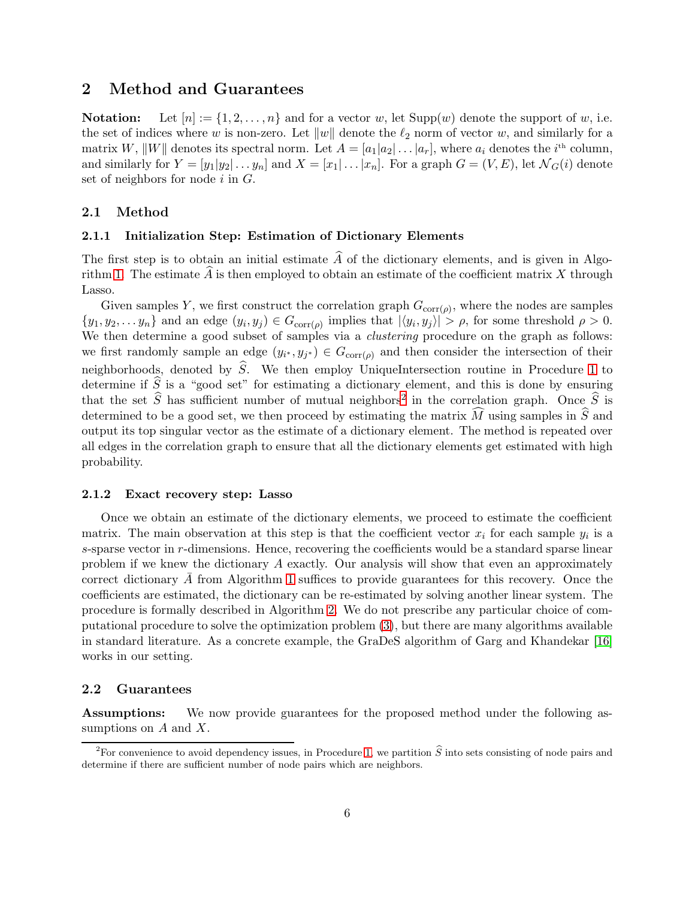## 2 Method and Guarantees

**Notation:** Let $[n] := \{1, 2, \ldots, n\}$ and for a vector $w$, let $\mathrm{Supp}(w)$ denote the support of $w$, i.e. the set of indices where $w$ is non-zero. Let $\|w\|$ denote the $\ell_2$ norm of vector $w$, and similarly for a matrix $W$, $\|W\|$ denotes its spectral norm. Let $A = [a_1|a_2|\ldots|a_r]$, where $a_i$ denotes the $i^{\text{th}}$ column, and similarly for $Y = [y_1|y_2|\ldots y_n]$ and $X = [x_1|\ldots|x_n]$. For a graph $G = (V, E)$, let $\mathcal{N}_G(i)$ denote set of neighbors for node $i$ in $G$.

### 2.1 Method

#### 2.1.1 Initialization Step: Estimation of Dictionary Elements

The first step is to obtain an initial estimate $\widehat{A}$ of the dictionary elements, and is given in Algorithm 1. The estimate $\widehat{A}$ is then employed to obtain an estimate of the coefficient matrix $X$ through Lasso.

Given samples $Y$, we first construct the correlation graph $G_{\mathrm{corr}(\rho)}$, where the nodes are samples $\{y_1, y_2, \ldots y_n\}$ and an edge $(y_i, y_j) \in G_{\mathrm{corr}(\rho)}$ implies that $|\langle y_i, y_j \rangle| > \rho$, for some threshold $\rho > 0$. We then determine a good subset of samples via a *clustering* procedure on the graph as follows: we first randomly sample an edge $(y_{i^*}, y_{j^*}) \in G_{\mathrm{corr}(\rho)}$ and then consider the intersection of their neighborhoods, denoted by $\widehat{S}$. We then employ UniqueIntersection routine in Procedure 1 to determine if $\widehat{S}$ is a "good set" for estimating a dictionary element, and this is done by ensuring that the set $\widehat{S}$ has sufficient number of mutual neighbors[2] in the correlation graph. Once $\widehat{S}$ is determined to be a good set, we then proceed by estimating the matrix $\widehat{M}$ using samples in $\widehat{S}$ and output its top singular vector as the estimate of a dictionary element. The method is repeated over all edges in the correlation graph to ensure that all the dictionary elements get estimated with high probability.

#### 2.1.2 Exact recovery step: Lasso

Once we obtain an estimate of the dictionary elements, we proceed to estimate the coefficient matrix. The main observation at this step is that the coefficient vector $x_i$ for each sample $y_i$ is a $s$-sparse vector in $r$-dimensions. Hence, recovering the coefficients would be a standard sparse linear problem if we knew the dictionary $A$ exactly. Our analysis will show that even an approximately correct dictionary $\bar{A}$ from Algorithm 1 suffices to provide guarantees for this recovery. Once the coefficients are estimated, the dictionary can be re-estimated by solving another linear system. The procedure is formally described in Algorithm 2. We do not prescribe any particular choice of computational procedure to solve the optimization problem (3), but there are many algorithms available in standard literature. As a concrete example, the GraDeS algorithm of Garg and Khandekar [16] works in our setting.

### 2.2 Guarantees

**Assumptions:** We now provide guarantees for the proposed method under the following assumptions on $A$ and $X$.

[2] For convenience to avoid dependency issues, in Procedure 1, we partition $\widehat{S}$ into sets consisting of node pairs and determine if there are sufficient number of node pairs which are neighbors.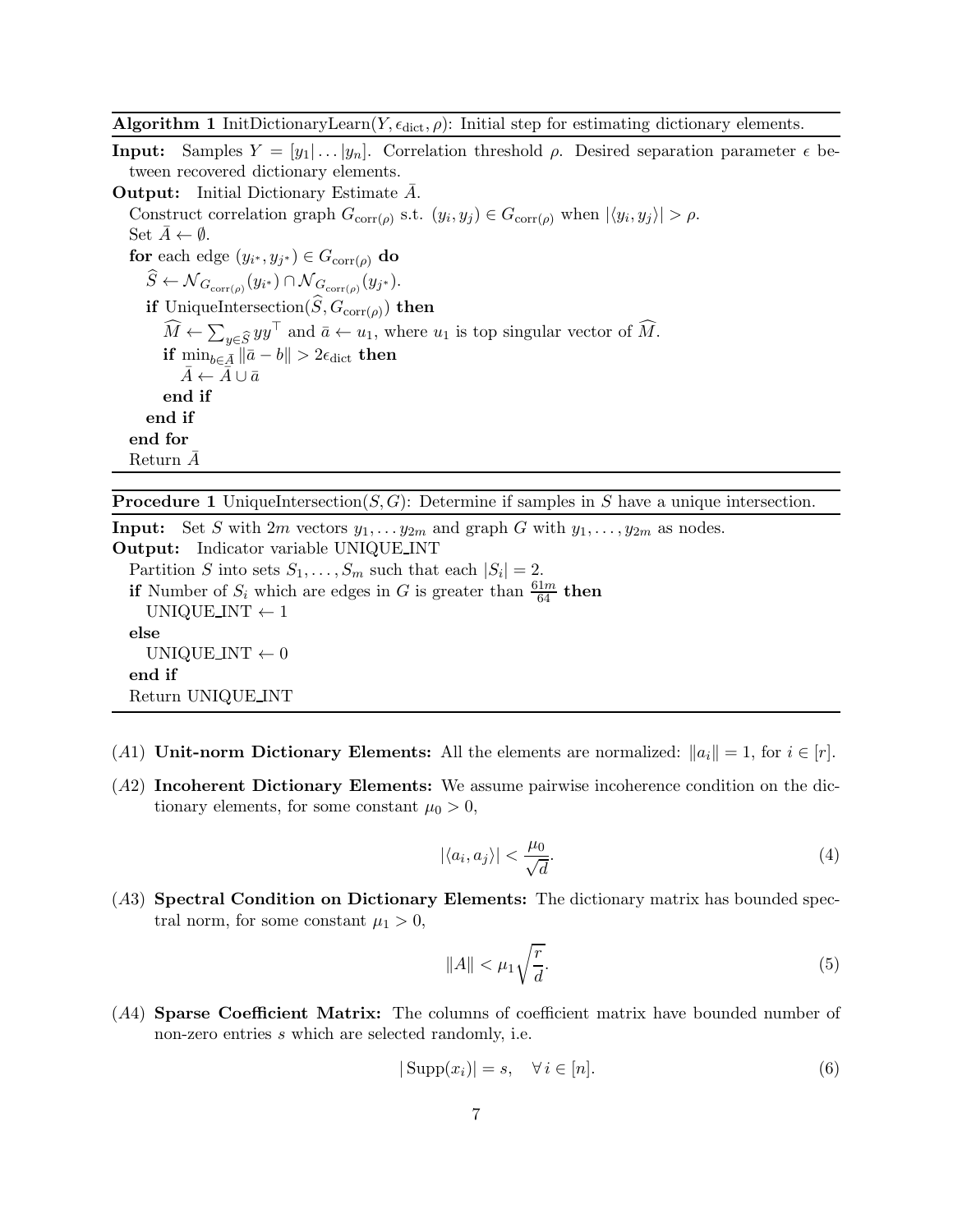**Algorithm 1** InitDictionaryLearn($Y, \epsilon_{\text{dict}}, \rho$): Initial step for estimating dictionary elements.

**Input:** Samples $Y = [y_1|\dots|y_n]$. Correlation threshold $\rho$. Desired separation parameter $\epsilon$ between recovered dictionary elements.

**Output:** Initial Dictionary Estimate $\bar{A}$.

Construct correlation graph $G_{\text{corr}(\rho)}$ s.t. $(y_i, y_j) \in G_{\text{corr}(\rho)}$ when $|\langle y_i, y_j \rangle| > \rho$.
Set $\bar{A} \leftarrow \emptyset$.
**for** each edge $(y_{i^*}, y_{j^*}) \in G_{\text{corr}(\rho)}$ **do**
  $\widehat{S} \leftarrow \mathcal{N}_{G_{\text{corr}(\rho)}}(y_{i^*}) \cap \mathcal{N}_{G_{\text{corr}(\rho)}}(y_{j^*})$.
  **if** UniqueIntersection($\widehat{S}, G_{\text{corr}(\rho)}$) **then**
    $\widehat{M} \leftarrow \sum_{y \in \widehat{S}} yy^\top$ and $\bar{a} \leftarrow u_1$, where $u_1$ is top singular vector of $\widehat{M}$.
    **if** $\min_{b \in \bar{A}} \|\bar{a} - b\| > 2\epsilon_{\text{dict}}$ **then**
      $\bar{A} \leftarrow \bar{A} \cup \bar{a}$
    **end if**
  **end if**
**end for**
Return $\bar{A}$

**Procedure 1** UniqueIntersection($S, G$): Determine if samples in $S$ have a unique intersection.

**Input:** Set $S$ with $2m$ vectors $y_1, \dots y_{2m}$ and graph $G$ with $y_1, \dots, y_{2m}$ as nodes.

**Output:** Indicator variable UNIQUE_INT

Partition $S$ into sets $S_1, \dots, S_m$ such that each $|S_i| = 2$.
**if** Number of $S_i$ which are edges in $G$ is greater than $\frac{61m}{64}$ **then**
  UNIQUE_INT $\leftarrow 1$
**else**
  UNIQUE_INT $\leftarrow 0$
**end if**
Return UNIQUE_INT

($A1$) **Unit-norm Dictionary Elements:** All the elements are normalized: $\|a_i\| = 1$, for $i \in [r]$.

($A2$) **Incoherent Dictionary Elements:** We assume pairwise incoherence condition on the dictionary elements, for some constant $\mu_0 > 0$,

$$|\langle a_i, a_j \rangle| < \frac{\mu_0}{\sqrt{d}}. \tag{4}$$

($A3$) **Spectral Condition on Dictionary Elements:** The dictionary matrix has bounded spectral norm, for some constant $\mu_1 > 0$,

$$\|A\| < \mu_1 \sqrt{\frac{r}{d}}. \tag{5}$$

($A4$) **Sparse Coefficient Matrix:** The columns of coefficient matrix have bounded number of non-zero entries $s$ which are selected randomly, i.e.

$$|\operatorname{Supp}(x_i)| = s, \quad \forall\, i \in [n]. \tag{6}$$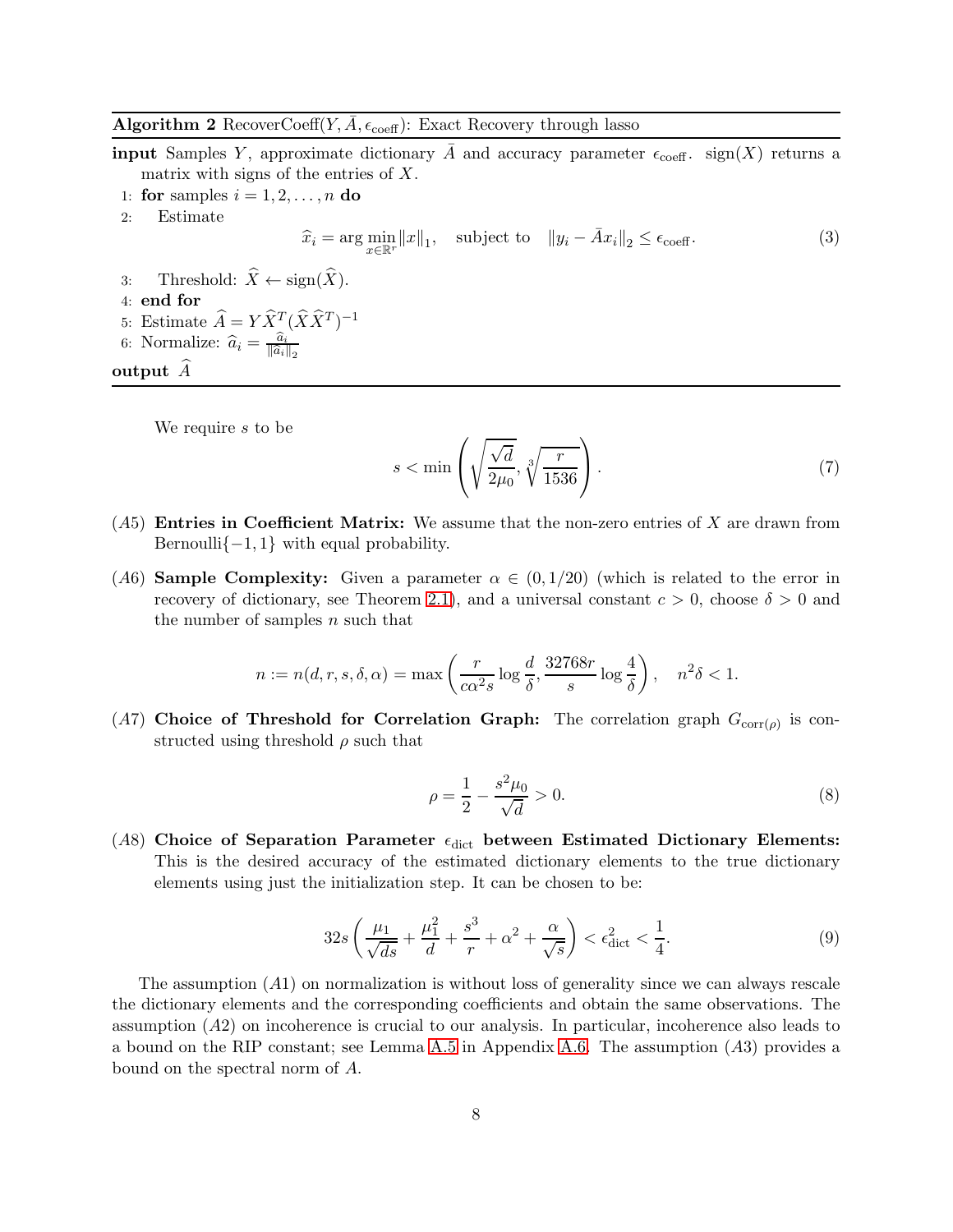**Algorithm 2** RecoverCoeff($Y, \bar{A}, \epsilon_{\text{coeff}}$): Exact Recovery through lasso

**input** Samples $Y$, approximate dictionary $\bar{A}$ and accuracy parameter $\epsilon_{\text{coeff}}$. $\text{sign}(X)$ returns a matrix with signs of the entries of $X$.

1: **for** samples $i = 1, 2, \ldots, n$ **do**

2: Estimate

$$\widehat{x}_i = \arg\min_{x \in \mathbb{R}^r} \|x\|_1, \quad \text{subject to} \quad \|y_i - \bar{A}x_i\|_2 \le \epsilon_{\text{coeff}}. \tag{3}$$

3: Threshold: $\widehat{X} \leftarrow \text{sign}(\widehat{X})$.

4: **end for**

5: Estimate $\widehat{A} = Y\widehat{X}^T(\widehat{X}\widehat{X}^T)^{-1}$

6: Normalize: $\widehat{a}_i = \frac{\widehat{a}_i}{\|\widehat{a}_i\|_2}$

**output** $\widehat{A}$

We require $s$ to be

$$s < \min\left(\sqrt{\frac{\sqrt{d}}{2\mu_0}}, \sqrt[3]{\frac{r}{1536}}\right). \tag{7}$$

($A5$) **Entries in Coefficient Matrix:** We assume that the non-zero entries of $X$ are drawn from Bernoulli$\{-1, 1\}$ with equal probability.

($A6$) **Sample Complexity:** Given a parameter $\alpha \in (0, 1/20)$ (which is related to the error in recovery of dictionary, see Theorem 2.1), and a universal constant $c > 0$, choose $\delta > 0$ and the number of samples $n$ such that

$$n := n(d, r, s, \delta, \alpha) = \max\left(\frac{r}{c\alpha^2 s}\log\frac{d}{\delta}, \frac{32768r}{s}\log\frac{4}{\delta}\right), \quad n^2\delta < 1.$$

($A7$) **Choice of Threshold for Correlation Graph:** The correlation graph $G_{\text{corr}(\rho)}$ is constructed using threshold $\rho$ such that

$$\rho = \frac{1}{2} - \frac{s^2\mu_0}{\sqrt{d}} > 0. \tag{8}$$

($A8$) **Choice of Separation Parameter $\epsilon_{\text{dict}}$ between Estimated Dictionary Elements:** This is the desired accuracy of the estimated dictionary elements to the true dictionary elements using just the initialization step. It can be chosen to be:

$$32s\left(\frac{\mu_1}{\sqrt{ds}} + \frac{\mu_1^2}{d} + \frac{s^3}{r} + \alpha^2 + \frac{\alpha}{\sqrt{s}}\right) < \epsilon_{\text{dict}}^2 < \frac{1}{4}. \tag{9}$$

The assumption ($A1$) on normalization is without loss of generality since we can always rescale the dictionary elements and the corresponding coefficients and obtain the same observations. The assumption ($A2$) on incoherence is crucial to our analysis. In particular, incoherence also leads to a bound on the RIP constant; see Lemma A.5 in Appendix A.6. The assumption ($A3$) provides a bound on the spectral norm of $A$.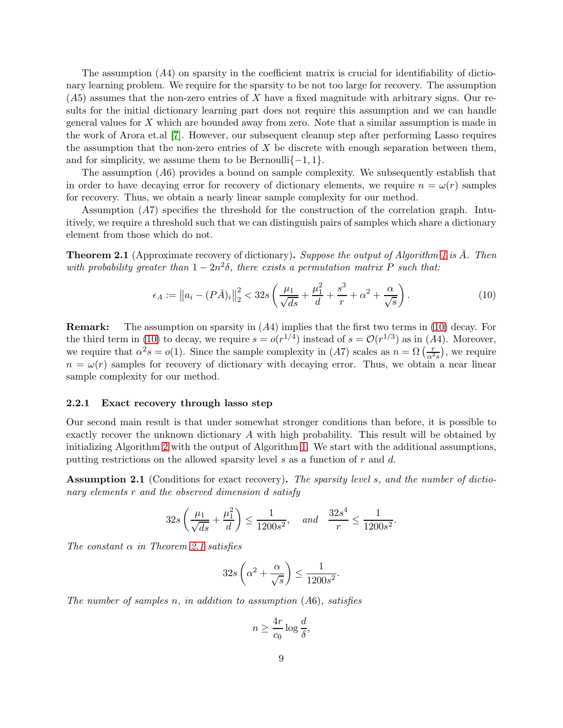The assumption $(A4)$ on sparsity in the coefficient matrix is crucial for identifiability of dictionary learning problem. We require for the sparsity to be not too large for recovery. The assumption $(A5)$ assumes that the non-zero entries of $X$ have a fixed magnitude with arbitrary signs. Our results for the initial dictionary learning part does not require this assumption and we can handle general values for $X$ which are bounded away from zero. Note that a similar assumption is made in the work of Arora et.al [7]. However, our subsequent cleanup step after performing Lasso requires the assumption that the non-zero entries of $X$ be discrete with enough separation between them, and for simplicity, we assume them to be Bernoulli$\{-1, 1\}$.

The assumption $(A6)$ provides a bound on sample complexity. We subsequently establish that in order to have decaying error for recovery of dictionary elements, we require $n = \omega(r)$ samples for recovery. Thus, we obtain a nearly linear sample complexity for our method.

Assumption $(A7)$ specifies the threshold for the construction of the correlation graph. Intuitively, we require a threshold such that we can distinguish pairs of samples which share a dictionary element from those which do not.

**Theorem 2.1** (Approximate recovery of dictionary)**.** *Suppose the output of Algorithm 1 is $\bar{A}$. Then with probability greater than $1 - 2n^2\delta$, there exists a permutation matrix $P$ such that:*

$$\epsilon_A := \left\|a_i - (P\bar{A})_i\right\|_2^2 < 32s\left(\frac{\mu_1}{\sqrt{ds}} + \frac{\mu_1^2}{d} + \frac{s^3}{r} + \alpha^2 + \frac{\alpha}{\sqrt{s}}\right). \tag{10}$$

**Remark:** The assumption on sparsity in $(A4)$ implies that the first two terms in (10) decay. For the third term in (10) to decay, we require $s = o(r^{1/4})$ instead of $s = \mathcal{O}(r^{1/3})$ as in $(A4)$. Moreover, we require that $\alpha^2 s = o(1)$. Since the sample complexity in $(A7)$ scales as $n = \Omega\left(\frac{r}{\alpha^2 s}\right)$, we require $n = \omega(r)$ samples for recovery of dictionary with decaying error. Thus, we obtain a near linear sample complexity for our method.

### 2.2.1 Exact recovery through lasso step

Our second main result is that under somewhat stronger conditions than before, it is possible to exactly recover the unknown dictionary $A$ with high probability. This result will be obtained by initializing Algorithm 2 with the output of Algorithm 1. We start with the additional assumptions, putting restrictions on the allowed sparsity level $s$ as a function of $r$ and $d$.

**Assumption 2.1** (Conditions for exact recovery)**.** *The sparsity level $s$, and the number of dictionary elements $r$ and the observed dimension $d$ satisfy*

$$32s\left(\frac{\mu_1}{\sqrt{ds}} + \frac{\mu_1^2}{d}\right) \leq \frac{1}{1200s^2}, \quad \text{and} \quad \frac{32s^4}{r} \leq \frac{1}{1200s^2}.$$

*The constant $\alpha$ in Theorem 2.1 satisfies*

$$32s\left(\alpha^2 + \frac{\alpha}{\sqrt{s}}\right) \leq \frac{1}{1200s^2}.$$

*The number of samples $n$, in addition to assumption $(A6)$, satisfies*

$$n \geq \frac{4r}{c_0}\log\frac{d}{\delta},$$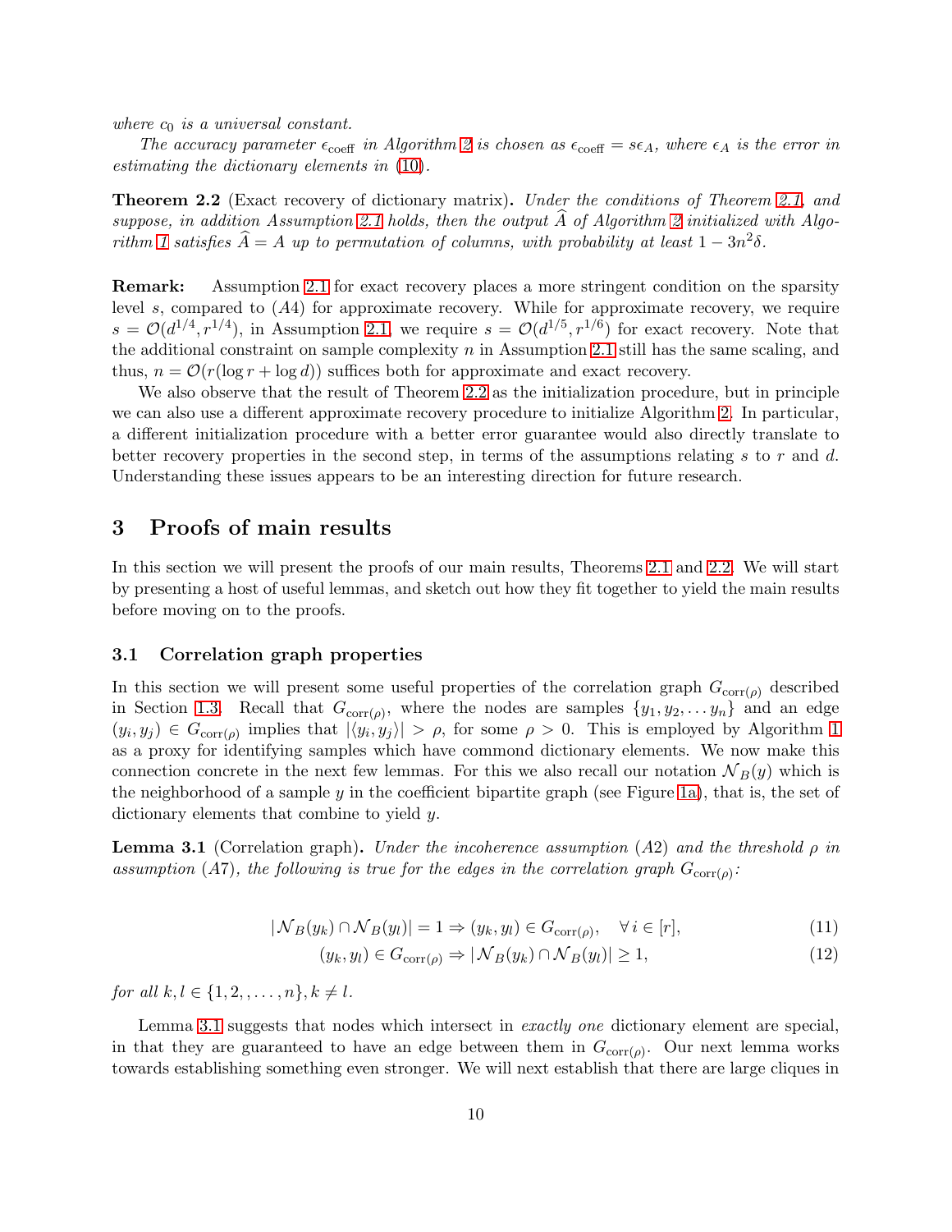*where $c_0$ is a universal constant.*

*The accuracy parameter $\epsilon_{\text{coeff}}$ in Algorithm 2 is chosen as $\epsilon_{\text{coeff}} = s\epsilon_A$, where $\epsilon_A$ is the error in estimating the dictionary elements in (10).*

**Theorem 2.2** (Exact recovery of dictionary matrix)**.** *Under the conditions of Theorem 2.1, and suppose, in addition Assumption 2.1 holds, then the output $\widehat{A}$ of Algorithm 2 initialized with Algorithm 1 satisfies $\widehat{A} = A$ up to permutation of columns, with probability at least $1 - 3n^2\delta$.*

**Remark:** Assumption 2.1 for exact recovery places a more stringent condition on the sparsity level $s$, compared to (A4) for approximate recovery. While for approximate recovery, we require $s = \mathcal{O}(d^{1/4}, r^{1/4})$, in Assumption 2.1, we require $s = \mathcal{O}(d^{1/5}, r^{1/6})$ for exact recovery. Note that the additional constraint on sample complexity $n$ in Assumption 2.1 still has the same scaling, and thus, $n = \mathcal{O}(r(\log r + \log d))$ suffices both for approximate and exact recovery.

We also observe that the result of Theorem 2.2 as the initialization procedure, but in principle we can also use a different approximate recovery procedure to initialize Algorithm 2. In particular, a different initialization procedure with a better error guarantee would also directly translate to better recovery properties in the second step, in terms of the assumptions relating $s$ to $r$ and $d$. Understanding these issues appears to be an interesting direction for future research.

## 3 Proofs of main results

In this section we will present the proofs of our main results, Theorems 2.1 and 2.2. We will start by presenting a host of useful lemmas, and sketch out how they fit together to yield the main results before moving on to the proofs.

### 3.1 Correlation graph properties

In this section we will present some useful properties of the correlation graph $G_{\text{corr}(\rho)}$ described in Section 1.3. Recall that $G_{\text{corr}(\rho)}$, where the nodes are samples $\{y_1, y_2, \ldots y_n\}$ and an edge $(y_i, y_j) \in G_{\text{corr}(\rho)}$ implies that $|\langle y_i, y_j\rangle| > \rho$, for some $\rho > 0$. This is employed by Algorithm 1 as a proxy for identifying samples which have commond dictionary elements. We now make this connection concrete in the next few lemmas. For this we also recall our notation $\mathcal{N}_B(y)$ which is the neighborhood of a sample $y$ in the coefficient bipartite graph (see Figure 1a), that is, the set of dictionary elements that combine to yield $y$.

**Lemma 3.1** (Correlation graph)**.** *Under the incoherence assumption (A2) and the threshold $\rho$ in assumption (A7), the following is true for the edges in the correlation graph $G_{\text{corr}(\rho)}$:*

$$|\mathcal{N}_B(y_k) \cap \mathcal{N}_B(y_l)| = 1 \Rightarrow (y_k, y_l) \in G_{\text{corr}(\rho)}, \quad \forall\, i \in [r], \tag{11}$$

$$(y_k, y_l) \in G_{\text{corr}(\rho)} \Rightarrow |\mathcal{N}_B(y_k) \cap \mathcal{N}_B(y_l)| \geq 1, \tag{12}$$

*for all $k, l \in \{1, 2, , \ldots, n\}, k \neq l$.*

Lemma 3.1 suggests that nodes which intersect in *exactly one* dictionary element are special, in that they are guaranteed to have an edge between them in $G_{\text{corr}(\rho)}$. Our next lemma works towards establishing something even stronger. We will next establish that there are large cliques in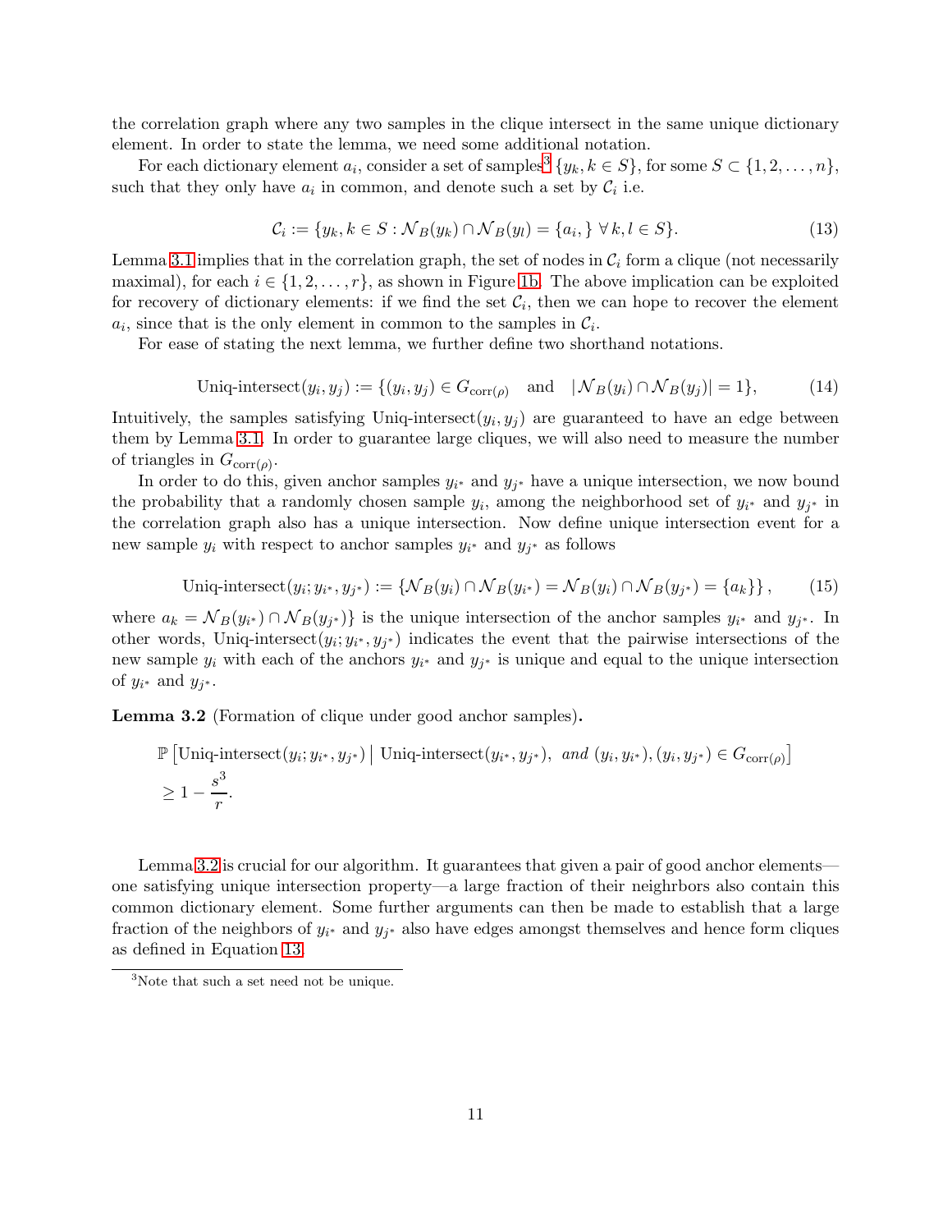the correlation graph where any two samples in the clique intersect in the same unique dictionary element. In order to state the lemma, we need some additional notation.

For each dictionary element $a_i$, consider a set of samples[3] $\{y_k, k \in S\}$, for some $S \subset \{1, 2, \ldots, n\}$, such that they only have $a_i$ in common, and denote such a set by $\mathcal{C}_i$ i.e.

$$\mathcal{C}_i := \{y_k, k \in S : \mathcal{N}_B(y_k) \cap \mathcal{N}_B(y_l) = \{a_i, \} \; \forall \, k, l \in S\}. \tag{13}$$

Lemma 3.1 implies that in the correlation graph, the set of nodes in $\mathcal{C}_i$ form a clique (not necessarily maximal), for each $i \in \{1, 2, \ldots, r\}$, as shown in Figure 1b. The above implication can be exploited for recovery of dictionary elements: if we find the set $\mathcal{C}_i$, then we can hope to recover the element $a_i$, since that is the only element in common to the samples in $\mathcal{C}_i$.

For ease of stating the next lemma, we further define two shorthand notations.

$$\text{Uniq-intersect}(y_i, y_j) := \{(y_i, y_j) \in G_{\text{corr}(\rho)} \quad \text{and} \quad |\mathcal{N}_B(y_i) \cap \mathcal{N}_B(y_j)| = 1\}, \tag{14}$$

Intuitively, the samples satisfying $\text{Uniq-intersect}(y_i, y_j)$ are guaranteed to have an edge between them by Lemma 3.1. In order to guarantee large cliques, we will also need to measure the number of triangles in $G_{\text{corr}(\rho)}$.

In order to do this, given anchor samples $y_{i^*}$ and $y_{j^*}$ have a unique intersection, we now bound the probability that a randomly chosen sample $y_i$, among the neighborhood set of $y_{i^*}$ and $y_{j^*}$ in the correlation graph also has a unique intersection. Now define unique intersection event for a new sample $y_i$ with respect to anchor samples $y_{i^*}$ and $y_{j^*}$ as follows

$$\text{Uniq-intersect}(y_i; y_{i^*}, y_{j^*}) := \{\mathcal{N}_B(y_i) \cap \mathcal{N}_B(y_{i^*}) = \mathcal{N}_B(y_i) \cap \mathcal{N}_B(y_{j^*}) = \{a_k\}\}, \tag{15}$$

where $a_k = \mathcal{N}_B(y_{i^*}) \cap \mathcal{N}_B(y_{j^*})\}$ is the unique intersection of the anchor samples $y_{i^*}$ and $y_{j^*}$. In other words, $\text{Uniq-intersect}(y_i; y_{i^*}, y_{j^*})$ indicates the event that the pairwise intersections of the new sample $y_i$ with each of the anchors $y_{i^*}$ and $y_{j^*}$ is unique and equal to the unique intersection of $y_{i^*}$ and $y_{j^*}$.

**Lemma 3.2** (Formation of clique under good anchor samples)**.**

$$\mathbb{P}\left[\text{Uniq-intersect}(y_i; y_{i^*}, y_{j^*}) \,\middle|\, \text{Uniq-intersect}(y_{i^*}, y_{j^*}), \text{ and } (y_i, y_{i^*}), (y_i, y_{j^*}) \in G_{\text{corr}(\rho)}\right]$$
$$\geq 1 - \frac{s^3}{r}.$$

Lemma 3.2 is crucial for our algorithm. It guarantees that given a pair of good anchor elements—one satisfying unique intersection property—a large fraction of their neighrbors also contain this common dictionary element. Some further arguments can then be made to establish that a large fraction of the neighbors of $y_{i^*}$ and $y_{j^*}$ also have edges amongst themselves and hence form cliques as defined in Equation 13.

[3] Note that such a set need not be unique.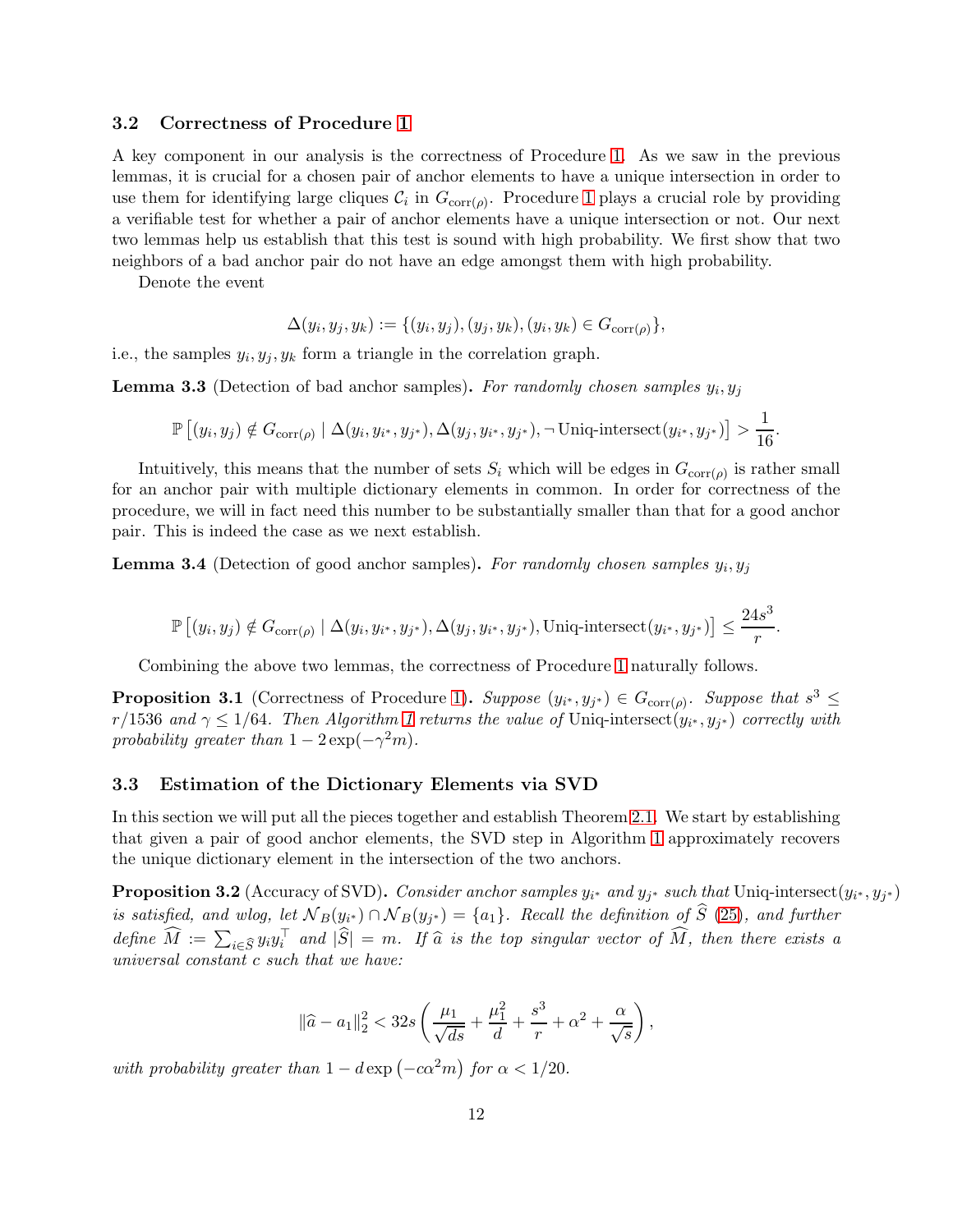### 3.2 Correctness of Procedure 1

A key component in our analysis is the correctness of Procedure 1. As we saw in the previous lemmas, it is crucial for a chosen pair of anchor elements to have a unique intersection in order to use them for identifying large cliques $\mathcal{C}_i$ in $G_{\mathrm{corr}(\rho)}$. Procedure 1 plays a crucial role by providing a verifiable test for whether a pair of anchor elements have a unique intersection or not. Our next two lemmas help us establish that this test is sound with high probability. We first show that two neighbors of a bad anchor pair do not have an edge amongst them with high probability.

Denote the event

$$\Delta(y_i, y_j, y_k) := \{(y_i, y_j), (y_j, y_k), (y_i, y_k) \in G_{\mathrm{corr}(\rho)}\},$$

i.e., the samples $y_i, y_j, y_k$ form a triangle in the correlation graph.

**Lemma 3.3** (Detection of bad anchor samples)**.** *For randomly chosen samples $y_i, y_j$*

$$\mathbb{P}\left[(y_i, y_j) \notin G_{\mathrm{corr}(\rho)} \mid \Delta(y_i, y_{i^*}, y_{j^*}), \Delta(y_j, y_{i^*}, y_{j^*}), \neg\, \mathrm{Uniq\text{-}intersect}(y_{i^*}, y_{j^*})\right] > \frac{1}{16}.$$

Intuitively, this means that the number of sets $S_i$ which will be edges in $G_{\mathrm{corr}(\rho)}$ is rather small for an anchor pair with multiple dictionary elements in common. In order for correctness of the procedure, we will in fact need this number to be substantially smaller than that for a good anchor pair. This is indeed the case as we next establish.

**Lemma 3.4** (Detection of good anchor samples)**.** *For randomly chosen samples $y_i, y_j$*

$$\mathbb{P}\left[(y_i, y_j) \notin G_{\mathrm{corr}(\rho)} \mid \Delta(y_i, y_{i^*}, y_{j^*}), \Delta(y_j, y_{i^*}, y_{j^*}), \mathrm{Uniq\text{-}intersect}(y_{i^*}, y_{j^*})\right] \leq \frac{24s^3}{r}.$$

Combining the above two lemmas, the correctness of Procedure 1 naturally follows.

**Proposition 3.1** (Correctness of Procedure 1)**.** *Suppose $(y_{i^*}, y_{j^*}) \in G_{\mathrm{corr}(\rho)}$. Suppose that $s^3 \leq r/1536$ and $\gamma \leq 1/64$. Then Algorithm 1 returns the value of $\mathrm{Uniq\text{-}intersect}(y_{i^*}, y_{j^*})$ correctly with probability greater than $1 - 2\exp(-\gamma^2 m)$.*

### 3.3 Estimation of the Dictionary Elements via SVD

In this section we will put all the pieces together and establish Theorem 2.1. We start by establishing that given a pair of good anchor elements, the SVD step in Algorithm 1 approximately recovers the unique dictionary element in the intersection of the two anchors.

**Proposition 3.2** (Accuracy of SVD)**.** *Consider anchor samples $y_{i^*}$ and $y_{j^*}$ such that $\mathrm{Uniq\text{-}intersect}(y_{i^*}, y_{j^*})$ is satisfied, and wlog, let $\mathcal{N}_B(y_{i^*}) \cap \mathcal{N}_B(y_{j^*}) = \{a_1\}$. Recall the definition of $\widehat{S}$ (25), and further define $\widehat{M} := \sum_{i \in \widehat{S}} y_i y_i^\top$ and $|\widehat{S}| = m$. If $\widehat{a}$ is the top singular vector of $\widehat{M}$, then there exists a universal constant $c$ such that we have:*

$$\|\widehat{a} - a_1\|_2^2 < 32s\left(\frac{\mu_1}{\sqrt{ds}} + \frac{\mu_1^2}{d} + \frac{s^3}{r} + \alpha^2 + \frac{\alpha}{\sqrt{s}}\right),$$

*with probability greater than $1 - d\exp\left(-c\alpha^2 m\right)$ for $\alpha < 1/20$.*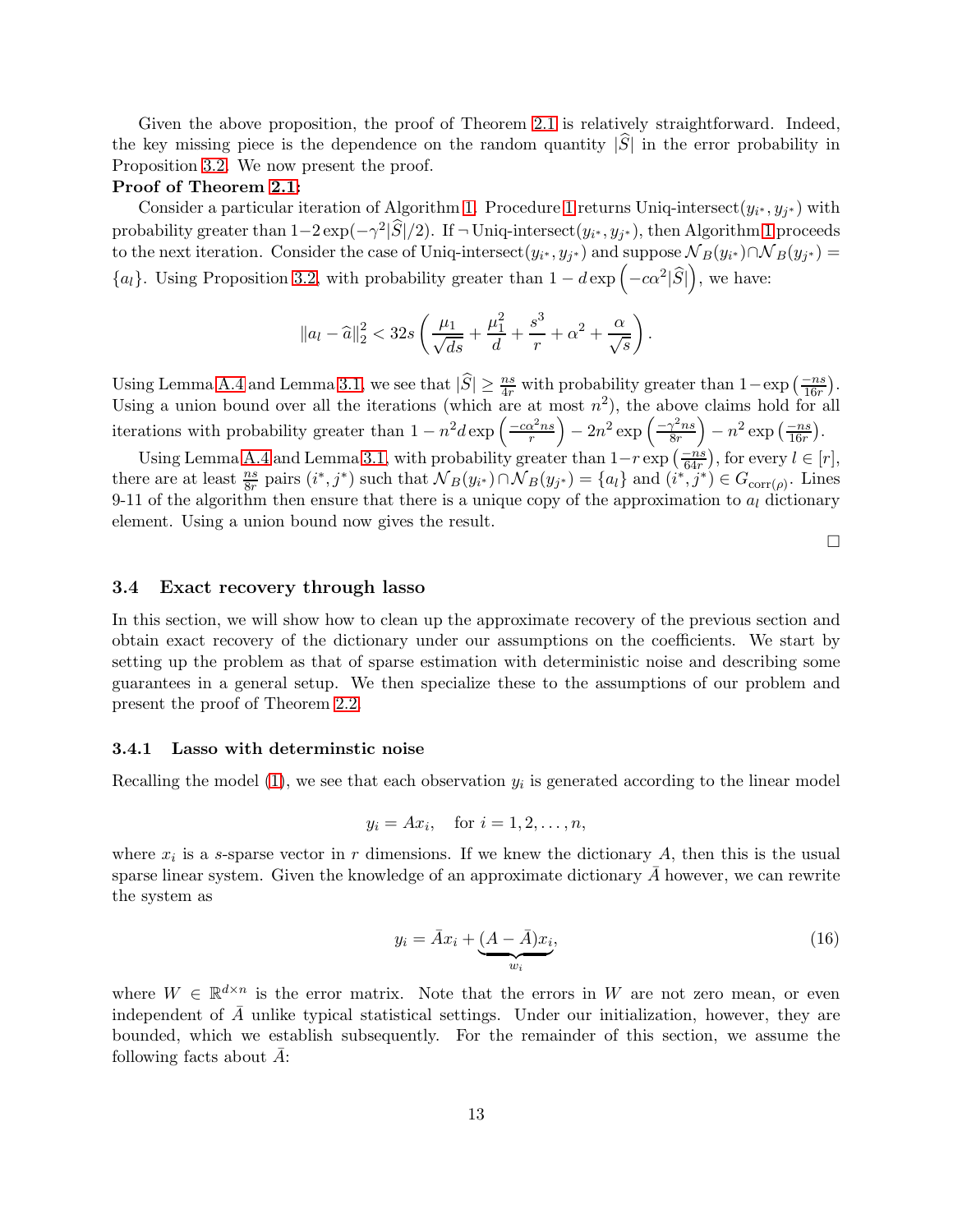Given the above proposition, the proof of Theorem 2.1 is relatively straightforward. Indeed, the key missing piece is the dependence on the random quantity $|\widehat{S}|$ in the error probability in Proposition 3.2. We now present the proof.

**Proof of Theorem 2.1:**

Consider a particular iteration of Algorithm 1. Procedure 1 returns Uniq-intersect$(y_{i^*}, y_{j^*})$ with probability greater than $1 - 2\exp(-\gamma^2|\widehat{S}|/2)$. If $\neg$ Uniq-intersect$(y_{i^*}, y_{j^*})$, then Algorithm 1 proceeds to the next iteration. Consider the case of Uniq-intersect$(y_{i^*}, y_{j^*})$ and suppose $\mathcal{N}_B(y_{i^*}) \cap \mathcal{N}_B(y_{j^*}) = \{a_l\}$. Using Proposition 3.2, with probability greater than $1 - d\exp\left(-c\alpha^2|\widehat{S}|\right)$, we have:

$$\|a_l - \widehat{a}\|_2^2 < 32s\left(\frac{\mu_1}{\sqrt{ds}} + \frac{\mu_1^2}{d} + \frac{s^3}{r} + \alpha^2 + \frac{\alpha}{\sqrt{s}}\right).$$

Using Lemma A.4 and Lemma 3.1, we see that $|\widehat{S}| \geq \frac{ns}{4r}$ with probability greater than $1 - \exp\left(\frac{-ns}{16r}\right)$. Using a union bound over all the iterations (which are at most $n^2$), the above claims hold for all iterations with probability greater than $1 - n^2 d\exp\left(\frac{-c\alpha^2 ns}{r}\right) - 2n^2\exp\left(\frac{-\gamma^2 ns}{8r}\right) - n^2\exp\left(\frac{-ns}{16r}\right)$.

Using Lemma A.4 and Lemma 3.1, with probability greater than $1 - r\exp\left(\frac{-ns}{64r}\right)$, for every $l \in [r]$, there are at least $\frac{ns}{8r}$ pairs $(i^*, j^*)$ such that $\mathcal{N}_B(y_{i^*}) \cap \mathcal{N}_B(y_{j^*}) = \{a_l\}$ and $(i^*, j^*) \in G_{\text{corr}(\rho)}$. Lines 9-11 of the algorithm then ensure that there is a unique copy of the approximation to $a_l$ dictionary element. Using a union bound now gives the result.

□

### 3.4 Exact recovery through lasso

In this section, we will show how to clean up the approximate recovery of the previous section and obtain exact recovery of the dictionary under our assumptions on the coefficients. We start by setting up the problem as that of sparse estimation with deterministic noise and describing some guarantees in a general setup. We then specialize these to the assumptions of our problem and present the proof of Theorem 2.2.

#### 3.4.1 Lasso with determinstic noise

Recalling the model (1), we see that each observation $y_i$ is generated according to the linear model

$$y_i = Ax_i, \quad \text{for } i = 1, 2, \ldots, n,$$

where $x_i$ is a $s$-sparse vector in $r$ dimensions. If we knew the dictionary $A$, then this is the usual sparse linear system. Given the knowledge of an approximate dictionary $\bar{A}$ however, we can rewrite the system as

$$y_i = \bar{A}x_i + \underbrace{(A - \bar{A})x_i}_{w_i}, \tag{16}$$

where $W \in \mathbb{R}^{d \times n}$ is the error matrix. Note that the errors in $W$ are not zero mean, or even independent of $\bar{A}$ unlike typical statistical settings. Under our initialization, however, they are bounded, which we establish subsequently. For the remainder of this section, we assume the following facts about $\bar{A}$: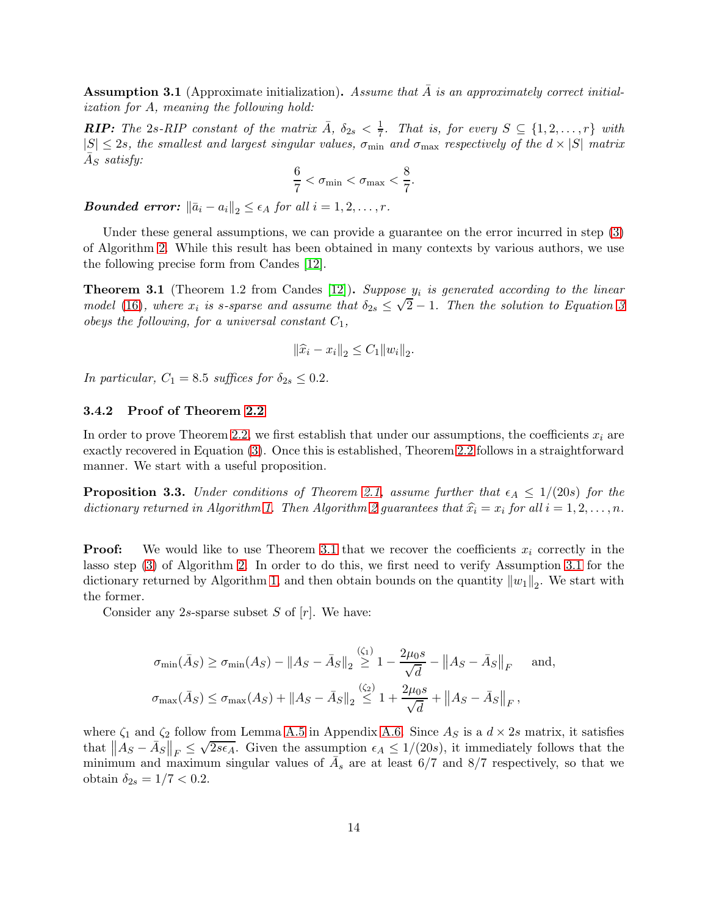**Assumption 3.1** (Approximate initialization)**.** *Assume that $\bar{A}$ is an approximately correct initialization for $A$, meaning the following hold:*

***RIP:*** *The $2s$-RIP constant of the matrix $\bar{A}$, $\delta_{2s} < \frac{1}{7}$. That is, for every $S \subseteq \{1, 2, \ldots, r\}$ with $|S| \leq 2s$, the smallest and largest singular values, $\sigma_{\min}$ and $\sigma_{\max}$ respectively of the $d \times |S|$ matrix $\bar{A}_S$ satisfy:*

$$\frac{6}{7} < \sigma_{\min} < \sigma_{\max} < \frac{8}{7}.$$

***Bounded error:*** *$\|\bar{a}_i - a_i\|_2 \leq \epsilon_A$ for all $i = 1, 2, \ldots, r$.*

Under these general assumptions, we can provide a guarantee on the error incurred in step (3) of Algorithm 2. While this result has been obtained in many contexts by various authors, we use the following precise form from Candes [12].

**Theorem 3.1** (Theorem 1.2 from Candes [12])**.** *Suppose $y_i$ is generated according to the linear model (16), where $x_i$ is $s$-sparse and assume that $\delta_{2s} \leq \sqrt{2} - 1$. Then the solution to Equation 3 obeys the following, for a universal constant $C_1$,*

$$\|\widehat{x}_i - x_i\|_2 \leq C_1 \|w_i\|_2.$$

*In particular, $C_1 = 8.5$ suffices for $\delta_{2s} \leq 0.2$.*

### 3.4.2 Proof of Theorem 2.2

In order to prove Theorem 2.2, we first establish that under our assumptions, the coefficients $x_i$ are exactly recovered in Equation (3). Once this is established, Theorem 2.2 follows in a straightforward manner. We start with a useful proposition.

**Proposition 3.3.** *Under conditions of Theorem 2.1, assume further that $\epsilon_A \leq 1/(20s)$ for the dictionary returned in Algorithm 1. Then Algorithm 2 guarantees that $\widehat{x}_i = x_i$ for all $i = 1, 2, \ldots, n$.*

**Proof:** We would like to use Theorem 3.1 that we recover the coefficients $x_i$ correctly in the lasso step (3) of Algorithm 2. In order to do this, we first need to verify Assumption 3.1 for the dictionary returned by Algorithm 1, and then obtain bounds on the quantity $\|w_1\|_2$. We start with the former.

Consider any $2s$-sparse subset $S$ of $[r]$. We have:

$$\sigma_{\min}(\bar{A}_S) \geq \sigma_{\min}(A_S) - \|A_S - \bar{A}_S\|_2 \overset{(\zeta_1)}{\geq} 1 - \frac{2\mu_0 s}{\sqrt{d}} - \left\|A_S - \bar{A}_S\right\|_F \quad \text{and,}$$
$$\sigma_{\max}(\bar{A}_S) \leq \sigma_{\max}(A_S) + \|A_S - \bar{A}_S\|_2 \overset{(\zeta_2)}{\leq} 1 + \frac{2\mu_0 s}{\sqrt{d}} + \left\|A_S - \bar{A}_S\right\|_F,$$

where $\zeta_1$ and $\zeta_2$ follow from Lemma A.5 in Appendix A.6. Since $A_S$ is a $d \times 2s$ matrix, it satisfies that $\left\|A_S - \bar{A}_S\right\|_F \leq \sqrt{2s}\epsilon_A$. Given the assumption $\epsilon_A \leq 1/(20s)$, it immediately follows that the minimum and maximum singular values of $\bar{A}_s$ are at least $6/7$ and $8/7$ respectively, so that we obtain $\delta_{2s} = 1/7 < 0.2$.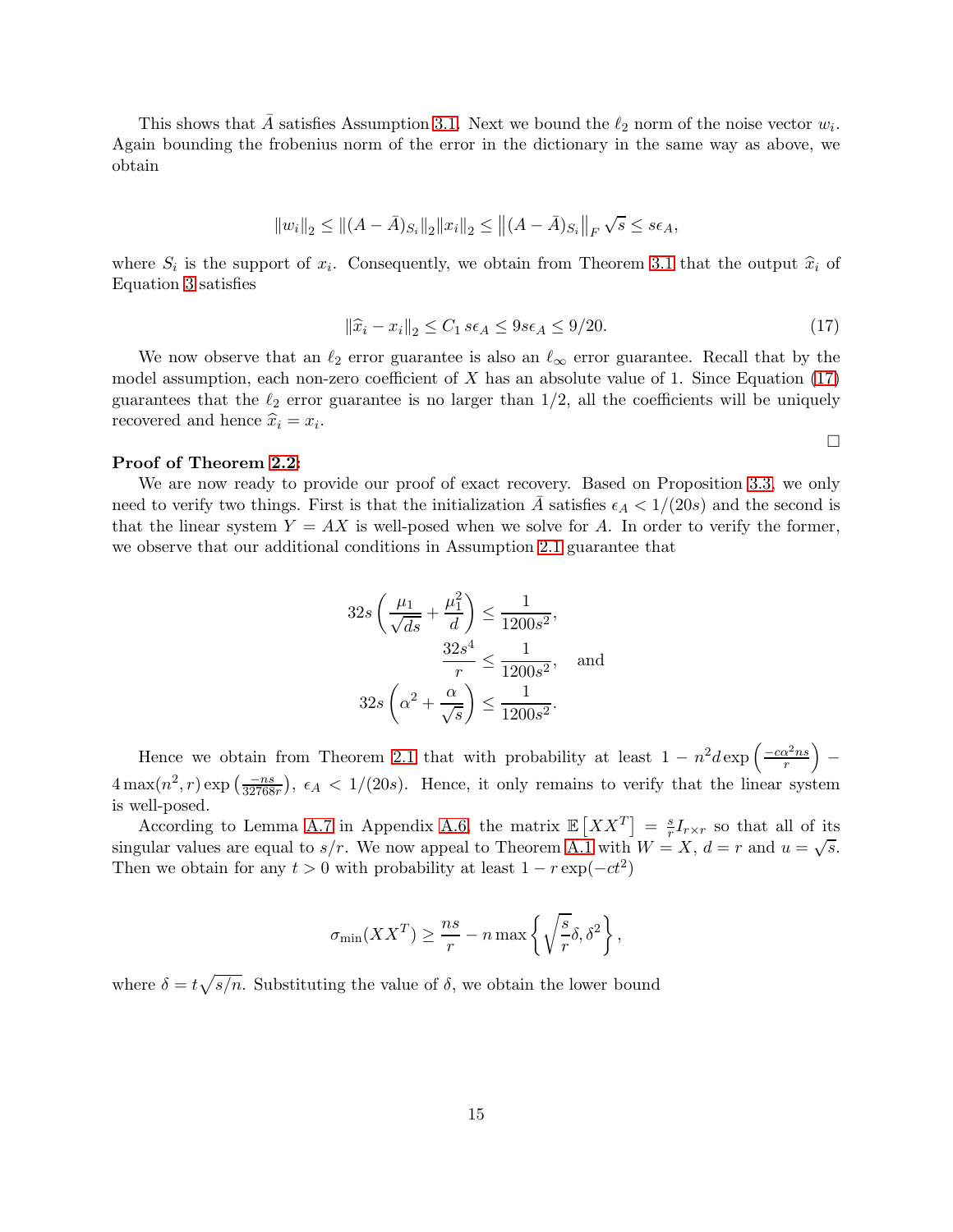This shows that $\bar{A}$ satisfies Assumption 3.1. Next we bound the $\ell_2$ norm of the noise vector $w_i$. Again bounding the frobenius norm of the error in the dictionary in the same way as above, we obtain

$$\|w_i\|_2 \leq \|(A - \bar{A})_{S_i}\|_2 \|x_i\|_2 \leq \left\|(A - \bar{A})_{S_i}\right\|_F \sqrt{s} \leq s\epsilon_A,$$

where $S_i$ is the support of $x_i$. Consequently, we obtain from Theorem 3.1 that the output $\widehat{x}_i$ of Equation 3 satisfies

$$\|\widehat{x}_i - x_i\|_2 \leq C_1\, s\epsilon_A \leq 9s\epsilon_A \leq 9/20. \tag{17}$$

We now observe that an $\ell_2$ error guarantee is also an $\ell_\infty$ error guarantee. Recall that by the model assumption, each non-zero coefficient of $X$ has an absolute value of 1. Since Equation (17) guarantees that the $\ell_2$ error guarantee is no larger than 1/2, all the coefficients will be uniquely recovered and hence $\widehat{x}_i = x_i$.

□

**Proof of Theorem 2.2:**
We are now ready to provide our proof of exact recovery. Based on Proposition 3.3, we only need to verify two things. First is that the initialization $\bar{A}$ satisfies $\epsilon_A < 1/(20s)$ and the second is that the linear system $Y = AX$ is well-posed when we solve for $A$. In order to verify the former, we observe that our additional conditions in Assumption 2.1 guarantee that

$$32s\left(\frac{\mu_1}{\sqrt{ds}} + \frac{\mu_1^2}{d}\right) \leq \frac{1}{1200s^2},$$
$$\frac{32s^4}{r} \leq \frac{1}{1200s^2}, \quad \text{and}$$
$$32s\left(\alpha^2 + \frac{\alpha}{\sqrt{s}}\right) \leq \frac{1}{1200s^2}.$$

Hence we obtain from Theorem 2.1 that with probability at least $1 - n^2 d \exp\left(\frac{-c\alpha^2 ns}{r}\right) - 4\max(n^2, r)\exp\left(\frac{-ns}{32768r}\right)$, $\epsilon_A < 1/(20s)$. Hence, it only remains to verify that the linear system is well-posed.

According to Lemma A.7 in Appendix A.6, the matrix $\mathbb{E}\left[XX^T\right] = \frac{s}{r} I_{r\times r}$ so that all of its singular values are equal to $s/r$. We now appeal to Theorem A.1 with $W = X$, $d = r$ and $u = \sqrt{s}$. Then we obtain for any $t > 0$ with probability at least $1 - r\exp(-ct^2)$

$$\sigma_{\min}(XX^T) \geq \frac{ns}{r} - n\max\left\{\sqrt{\frac{s}{r}}\delta, \delta^2\right\},$$

where $\delta = t\sqrt{s/n}$. Substituting the value of $\delta$, we obtain the lower bound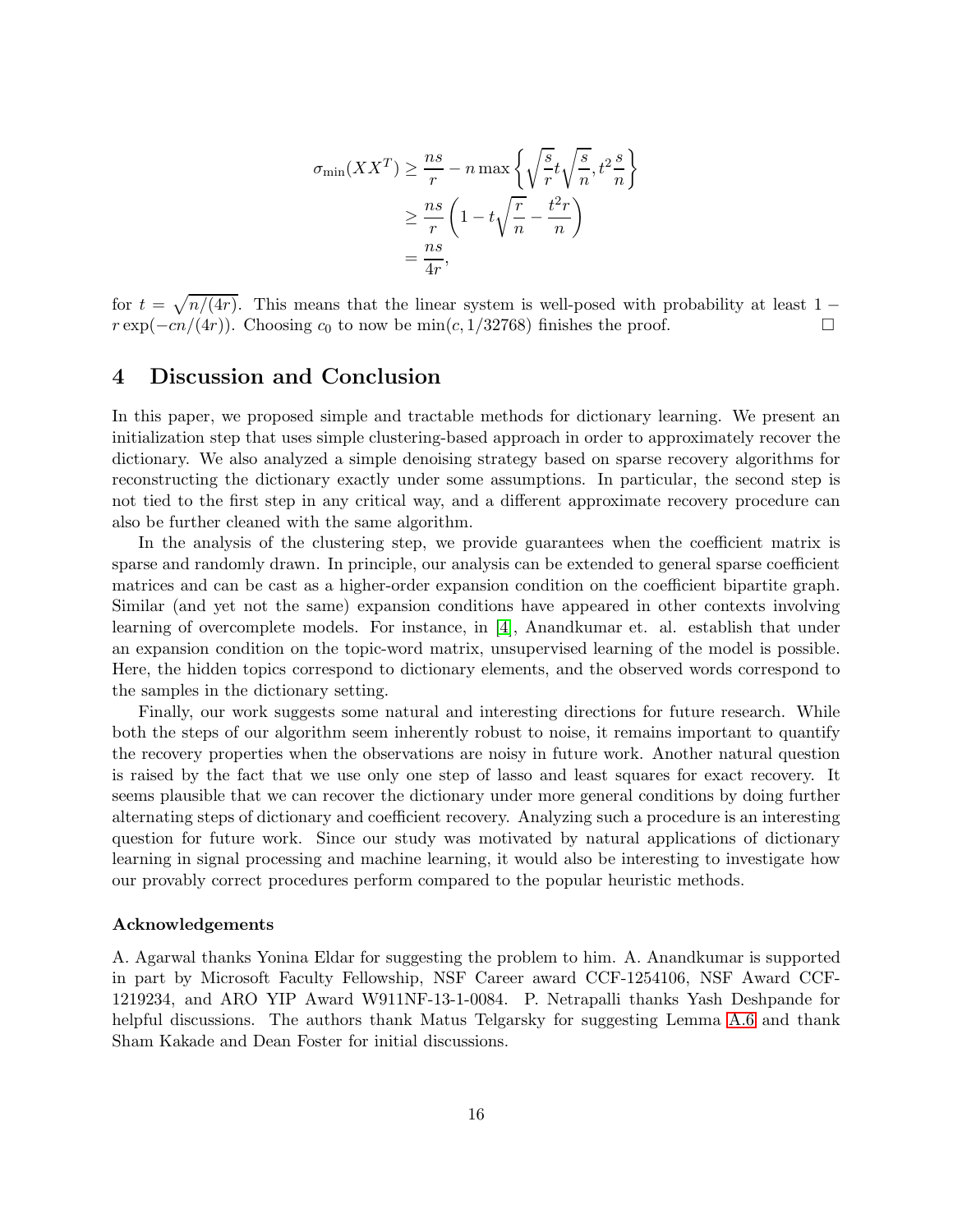$$
\begin{aligned}
\sigma_{\min}(XX^T) &\geq \frac{ns}{r} - n \max\left\{\sqrt{\frac{s}{r}} t \sqrt{\frac{s}{n}}, t^2 \frac{s}{n}\right\} \\
&\geq \frac{ns}{r}\left(1 - t\sqrt{\frac{r}{n}} - \frac{t^2 r}{n}\right) \\
&= \frac{ns}{4r},
\end{aligned}
$$

for $t = \sqrt{n/(4r)}$. This means that the linear system is well-posed with probability at least $1 - r\exp(-cn/(4r))$. Choosing $c_0$ to now be $\min(c, 1/32768)$ finishes the proof. □

## 4 Discussion and Conclusion

In this paper, we proposed simple and tractable methods for dictionary learning. We present an initialization step that uses simple clustering-based approach in order to approximately recover the dictionary. We also analyzed a simple denoising strategy based on sparse recovery algorithms for reconstructing the dictionary exactly under some assumptions. In particular, the second step is not tied to the first step in any critical way, and a different approximate recovery procedure can also be further cleaned with the same algorithm.

In the analysis of the clustering step, we provide guarantees when the coefficient matrix is sparse and randomly drawn. In principle, our analysis can be extended to general sparse coefficient matrices and can be cast as a higher-order expansion condition on the coefficient bipartite graph. Similar (and yet not the same) expansion conditions have appeared in other contexts involving learning of overcomplete models. For instance, in [4], Anandkumar et. al. establish that under an expansion condition on the topic-word matrix, unsupervised learning of the model is possible. Here, the hidden topics correspond to dictionary elements, and the observed words correspond to the samples in the dictionary setting.

Finally, our work suggests some natural and interesting directions for future research. While both the steps of our algorithm seem inherently robust to noise, it remains important to quantify the recovery properties when the observations are noisy in future work. Another natural question is raised by the fact that we use only one step of lasso and least squares for exact recovery. It seems plausible that we can recover the dictionary under more general conditions by doing further alternating steps of dictionary and coefficient recovery. Analyzing such a procedure is an interesting question for future work. Since our study was motivated by natural applications of dictionary learning in signal processing and machine learning, it would also be interesting to investigate how our provably correct procedures perform compared to the popular heuristic methods.

### Acknowledgements

A. Agarwal thanks Yonina Eldar for suggesting the problem to him. A. Anandkumar is supported in part by Microsoft Faculty Fellowship, NSF Career award CCF-1254106, NSF Award CCF-1219234, and ARO YIP Award W911NF-13-1-0084. P. Netrapalli thanks Yash Deshpande for helpful discussions. The authors thank Matus Telgarsky for suggesting Lemma A.6 and thank Sham Kakade and Dean Foster for initial discussions.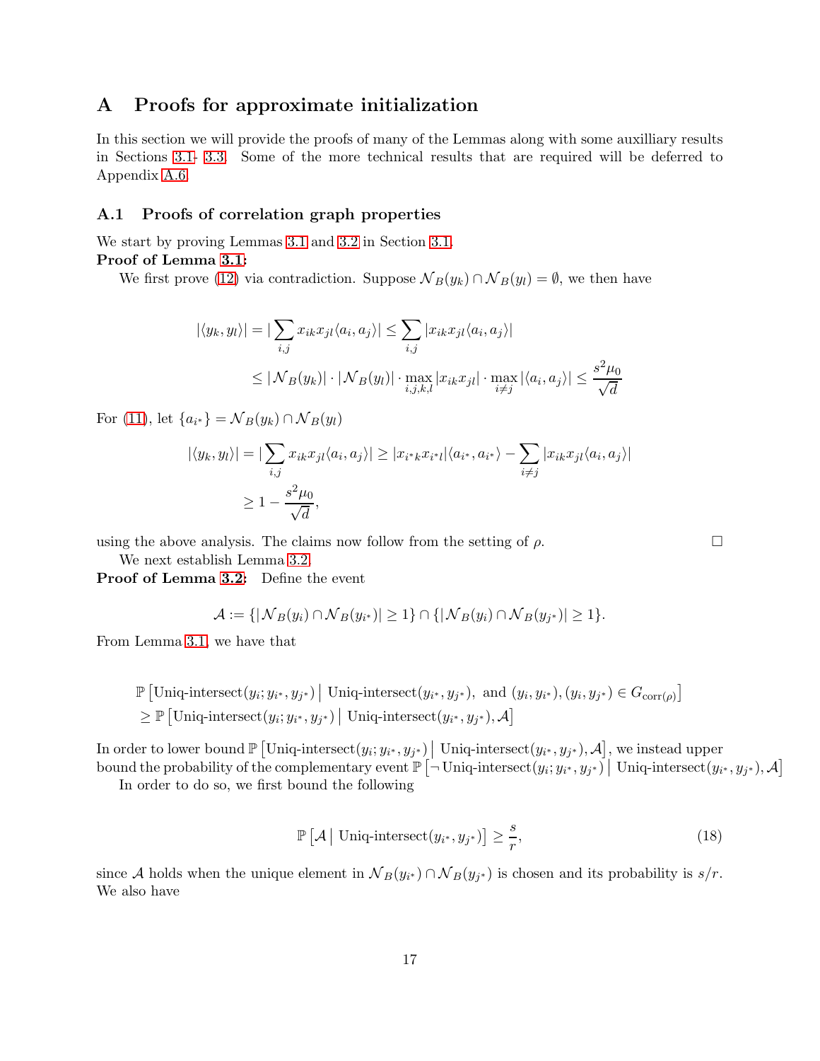# A Proofs for approximate initialization

In this section we will provide the proofs of many of the Lemmas along with some auxilliary results in Sections 3.1- 3.3. Some of the more technical results that are required will be deferred to Appendix A.6.

## A.1 Proofs of correlation graph properties

We start by proving Lemmas 3.1 and 3.2 in Section 3.1.

**Proof of Lemma 3.1:**

We first prove (12) via contradiction. Suppose $\mathcal{N}_B(y_k) \cap \mathcal{N}_B(y_l) = \emptyset$, we then have

$$
\begin{aligned}
|\langle y_k, y_l \rangle| &= |\sum_{i,j} x_{ik} x_{jl} \langle a_i, a_j \rangle| \leq \sum_{i,j} |x_{ik} x_{jl} \langle a_i, a_j \rangle| \\
&\leq |\mathcal{N}_B(y_k)| \cdot |\mathcal{N}_B(y_l)| \cdot \max_{i,j,k,l} |x_{ik} x_{jl}| \cdot \max_{i \neq j} |\langle a_i, a_j \rangle| \leq \frac{s^2 \mu_0}{\sqrt{d}}
\end{aligned}
$$

For (11), let $\{a_{i^*}\} = \mathcal{N}_B(y_k) \cap \mathcal{N}_B(y_l)$

$$
\begin{aligned}
|\langle y_k, y_l \rangle| &= |\sum_{i,j} x_{ik} x_{jl} \langle a_i, a_j \rangle| \geq |x_{i^*k} x_{i^*l}| \langle a_{i^*}, a_{i^*} \rangle - \sum_{i \neq j} |x_{ik} x_{jl} \langle a_i, a_j \rangle| \\
&\geq 1 - \frac{s^2 \mu_0}{\sqrt{d}},
\end{aligned}
$$

using the above analysis. The claims now follow from the setting of $\rho$. □

We next establish Lemma 3.2.

**Proof of Lemma 3.2:** Define the event

$$
\mathcal{A} := \{|\mathcal{N}_B(y_i) \cap \mathcal{N}_B(y_{i^*})| \geq 1\} \cap \{|\mathcal{N}_B(y_i) \cap \mathcal{N}_B(y_{j^*})| \geq 1\}.
$$

From Lemma 3.1, we have that

$$
\begin{aligned}
&\mathbb{P}\left[\text{Uniq-intersect}(y_i; y_{i^*}, y_{j^*}) \,\middle|\, \text{Uniq-intersect}(y_{i^*}, y_{j^*}),\ \text{and } (y_i, y_{i^*}), (y_i, y_{j^*}) \in G_{\text{corr}(\rho)}\right] \\
&\geq \mathbb{P}\left[\text{Uniq-intersect}(y_i; y_{i^*}, y_{j^*}) \,\middle|\, \text{Uniq-intersect}(y_{i^*}, y_{j^*}), \mathcal{A}\right]
\end{aligned}
$$

In order to lower bound $\mathbb{P}\left[\text{Uniq-intersect}(y_i; y_{i^*}, y_{j^*}) \,\middle|\, \text{Uniq-intersect}(y_{i^*}, y_{j^*}), \mathcal{A}\right]$, we instead upper bound the probability of the complementary event $\mathbb{P}\left[\neg\, \text{Uniq-intersect}(y_i; y_{i^*}, y_{j^*}) \,\middle|\, \text{Uniq-intersect}(y_{i^*}, y_{j^*}), \mathcal{A}\right]$

In order to do so, we first bound the following

$$
\mathbb{P}\left[\mathcal{A} \,\middle|\, \text{Uniq-intersect}(y_{i^*}, y_{j^*})\right] \geq \frac{s}{r}, \tag{18}
$$

since $\mathcal{A}$ holds when the unique element in $\mathcal{N}_B(y_{i^*}) \cap \mathcal{N}_B(y_{j^*})$ is chosen and its probability is $s/r$. We also have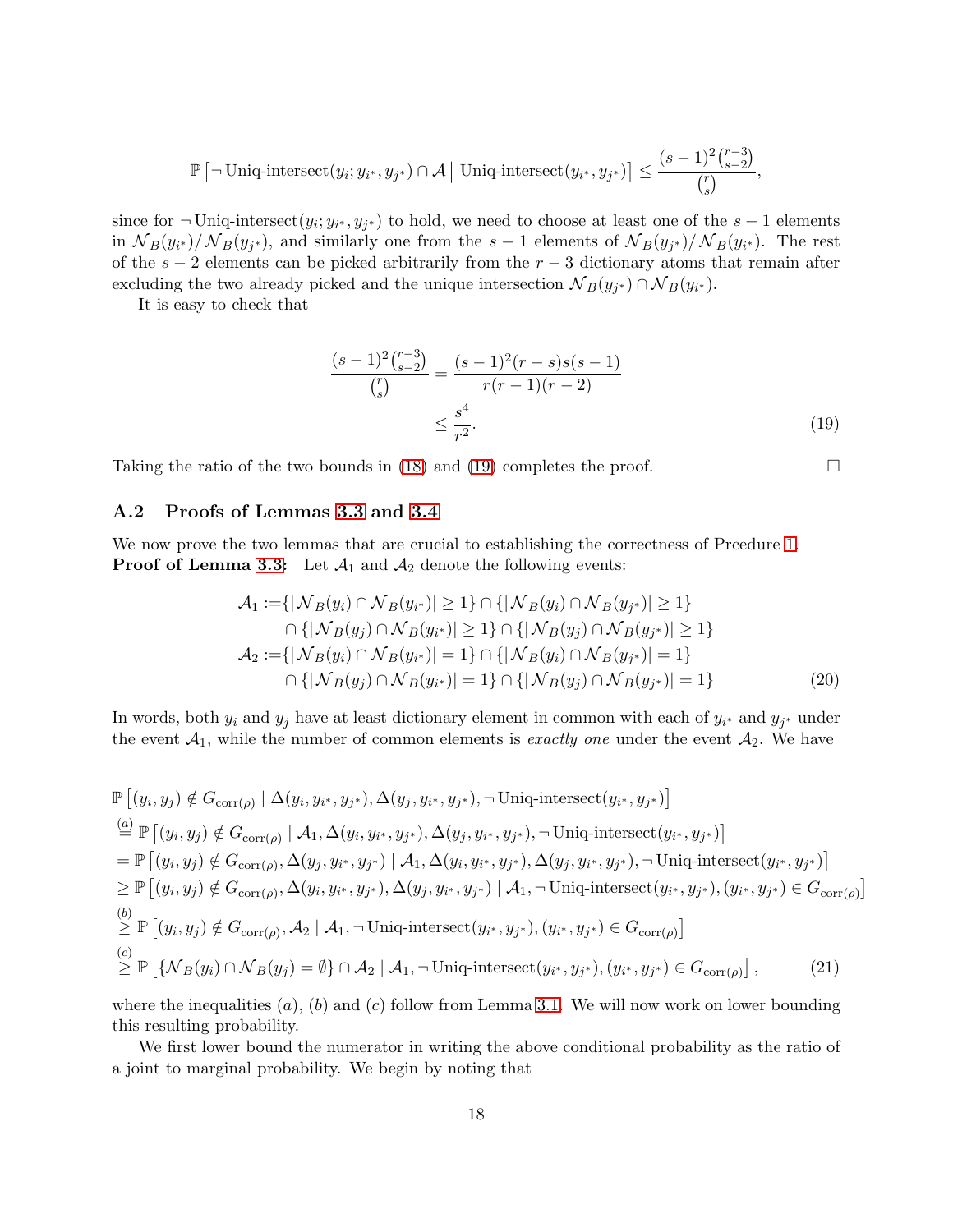$$\mathbb{P}\left[\neg\,\text{Uniq-intersect}(y_i; y_{i^*}, y_{j^*}) \cap \mathcal{A} \,\middle|\, \text{Uniq-intersect}(y_{i^*}, y_{j^*})\right] \leq \frac{(s-1)^2\binom{r-3}{s-2}}{\binom{r}{s}},$$

since for $\neg\,\text{Uniq-intersect}(y_i; y_{i^*}, y_{j^*})$ to hold, we need to choose at least one of the $s-1$ elements in $\mathcal{N}_B(y_{i^*})/\mathcal{N}_B(y_{j^*})$, and similarly one from the $s-1$ elements of $\mathcal{N}_B(y_{j^*})/\mathcal{N}_B(y_{i^*})$. The rest of the $s-2$ elements can be picked arbitrarily from the $r-3$ dictionary atoms that remain after excluding the two already picked and the unique intersection $\mathcal{N}_B(y_{j^*}) \cap \mathcal{N}_B(y_{i^*})$.

It is easy to check that

$$\begin{aligned}
\frac{(s-1)^2\binom{r-3}{s-2}}{\binom{r}{s}} &= \frac{(s-1)^2(r-s)s(s-1)}{r(r-1)(r-2)} \\
&\leq \frac{s^4}{r^2}. \qquad (19)
\end{aligned}$$

Taking the ratio of the two bounds in (18) and (19) completes the proof. $\square$

### A.2 Proofs of Lemmas 3.3 and 3.4

We now prove the two lemmas that are crucial to establishing the correctness of Prcedure 1.

**Proof of Lemma 3.3:** Let $\mathcal{A}_1$ and $\mathcal{A}_2$ denote the following events:

$$\begin{aligned}
\mathcal{A}_1 :=& \{|\mathcal{N}_B(y_i) \cap \mathcal{N}_B(y_{i^*})| \geq 1\} \cap \{|\mathcal{N}_B(y_i) \cap \mathcal{N}_B(y_{j^*})| \geq 1\} \\
&\cap \{|\mathcal{N}_B(y_j) \cap \mathcal{N}_B(y_{i^*})| \geq 1\} \cap \{|\mathcal{N}_B(y_j) \cap \mathcal{N}_B(y_{j^*})| \geq 1\} \\
\mathcal{A}_2 :=& \{|\mathcal{N}_B(y_i) \cap \mathcal{N}_B(y_{i^*})| = 1\} \cap \{|\mathcal{N}_B(y_i) \cap \mathcal{N}_B(y_{j^*})| = 1\} \\
&\cap \{|\mathcal{N}_B(y_j) \cap \mathcal{N}_B(y_{i^*})| = 1\} \cap \{|\mathcal{N}_B(y_j) \cap \mathcal{N}_B(y_{j^*})| = 1\} \qquad (20)
\end{aligned}$$

In words, both $y_i$ and $y_j$ have at least dictionary element in common with each of $y_{i^*}$ and $y_{j^*}$ under the event $\mathcal{A}_1$, while the number of common elements is *exactly one* under the event $\mathcal{A}_2$. We have

$$\begin{aligned}
&\mathbb{P}\left[(y_i, y_j) \notin G_{\text{corr}(\rho)} \mid \Delta(y_i, y_{i^*}, y_{j^*}), \Delta(y_j, y_{i^*}, y_{j^*}), \neg\,\text{Uniq-intersect}(y_{i^*}, y_{j^*})\right] \\
&\overset{(a)}{=} \mathbb{P}\left[(y_i, y_j) \notin G_{\text{corr}(\rho)} \mid \mathcal{A}_1, \Delta(y_i, y_{i^*}, y_{j^*}), \Delta(y_j, y_{i^*}, y_{j^*}), \neg\,\text{Uniq-intersect}(y_{i^*}, y_{j^*})\right] \\
&= \mathbb{P}\left[(y_i, y_j) \notin G_{\text{corr}(\rho)}, \Delta(y_j, y_{i^*}, y_{j^*}) \mid \mathcal{A}_1, \Delta(y_i, y_{i^*}, y_{j^*}), \Delta(y_j, y_{i^*}, y_{j^*}), \neg\,\text{Uniq-intersect}(y_{i^*}, y_{j^*})\right] \\
&\geq \mathbb{P}\left[(y_i, y_j) \notin G_{\text{corr}(\rho)}, \Delta(y_i, y_{i^*}, y_{j^*}), \Delta(y_j, y_{i^*}, y_{j^*}) \mid \mathcal{A}_1, \neg\,\text{Uniq-intersect}(y_{i^*}, y_{j^*}), (y_{i^*}, y_{j^*}) \in G_{\text{corr}(\rho)}\right] \\
&\overset{(b)}{\geq} \mathbb{P}\left[(y_i, y_j) \notin G_{\text{corr}(\rho)}, \mathcal{A}_2 \mid \mathcal{A}_1, \neg\,\text{Uniq-intersect}(y_{i^*}, y_{j^*}), (y_{i^*}, y_{j^*}) \in G_{\text{corr}(\rho)}\right] \\
&\overset{(c)}{\geq} \mathbb{P}\left[\{\mathcal{N}_B(y_i) \cap \mathcal{N}_B(y_j) = \emptyset\} \cap \mathcal{A}_2 \mid \mathcal{A}_1, \neg\,\text{Uniq-intersect}(y_{i^*}, y_{j^*}), (y_{i^*}, y_{j^*}) \in G_{\text{corr}(\rho)}\right], \qquad (21)
\end{aligned}$$

where the inequalities $(a)$, $(b)$ and $(c)$ follow from Lemma 3.1. We will now work on lower bounding this resulting probability.

We first lower bound the numerator in writing the above conditional probability as the ratio of a joint to marginal probability. We begin by noting that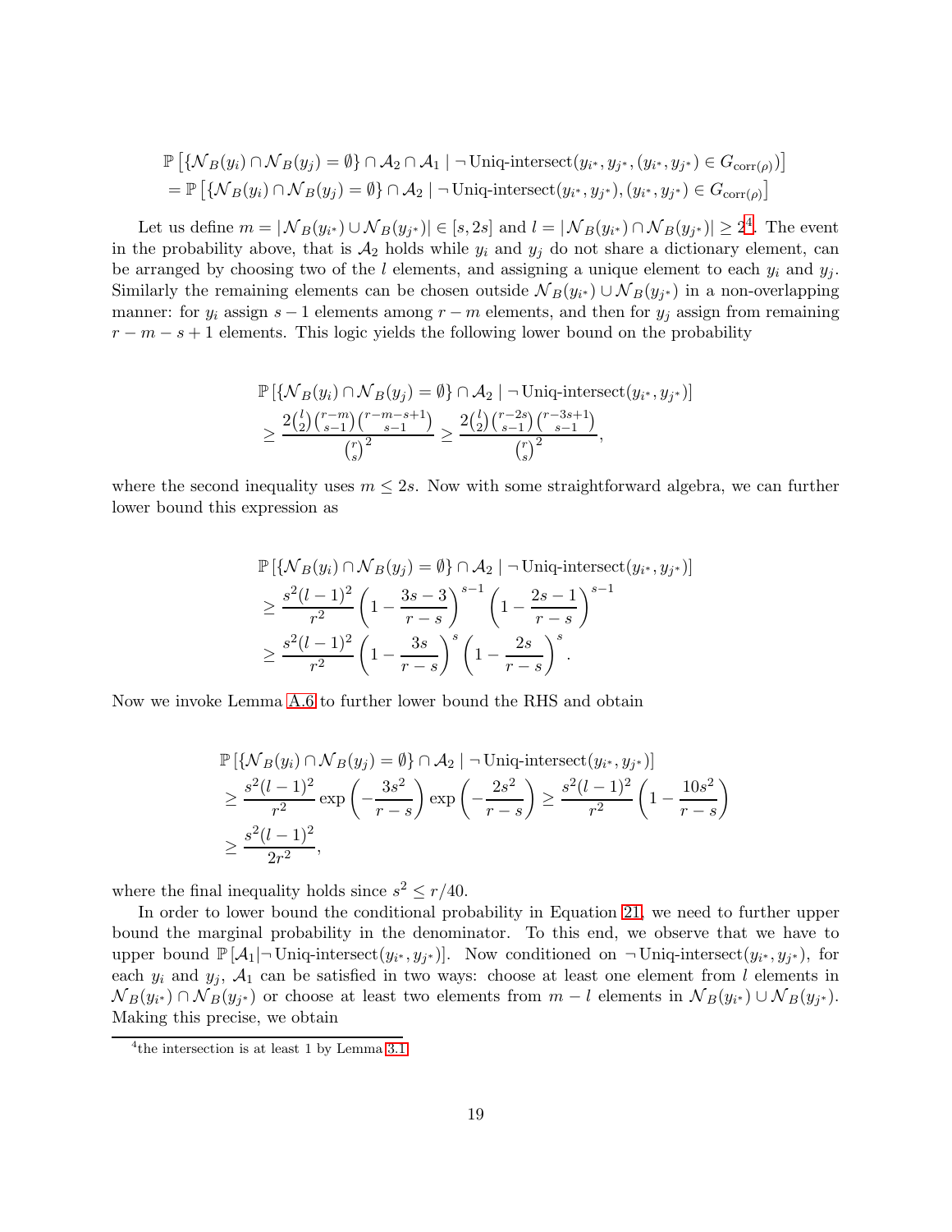$$
\begin{aligned}
&\mathbb{P}\left[\{\mathcal{N}_B(y_i) \cap \mathcal{N}_B(y_j) = \emptyset\} \cap \mathcal{A}_2 \cap \mathcal{A}_1 \mid \neg \operatorname{Uniq-intersect}(y_{i^*}, y_{j^*}, (y_{i^*}, y_{j^*}) \in G_{\operatorname{corr}(\rho)})\right] \\
&= \mathbb{P}\left[\{\mathcal{N}_B(y_i) \cap \mathcal{N}_B(y_j) = \emptyset\} \cap \mathcal{A}_2 \mid \neg \operatorname{Uniq-intersect}(y_{i^*}, y_{j^*}), (y_{i^*}, y_{j^*}) \in G_{\operatorname{corr}(\rho)}\right]
\end{aligned}
$$

Let us define $m = |\mathcal{N}_B(y_{i^*}) \cup \mathcal{N}_B(y_{j^*})| \in [s, 2s]$ and $l = |\mathcal{N}_B(y_{i^*}) \cap \mathcal{N}_B(y_{j^*})| \geq 2$[4]. The event in the probability above, that is $\mathcal{A}_2$ holds while $y_i$ and $y_j$ do not share a dictionary element, can be arranged by choosing two of the $l$ elements, and assigning a unique element to each $y_i$ and $y_j$. Similarly the remaining elements can be chosen outside $\mathcal{N}_B(y_{i^*}) \cup \mathcal{N}_B(y_{j^*})$ in a non-overlapping manner: for $y_i$ assign $s-1$ elements among $r-m$ elements, and then for $y_j$ assign from remaining $r-m-s+1$ elements. This logic yields the following lower bound on the probability

$$
\begin{aligned}
&\mathbb{P}\left[\{\mathcal{N}_B(y_i) \cap \mathcal{N}_B(y_j) = \emptyset\} \cap \mathcal{A}_2 \mid \neg \operatorname{Uniq-intersect}(y_{i^*}, y_{j^*})\right] \\
&\geq \frac{2\binom{l}{2}\binom{r-m}{s-1}\binom{r-m-s+1}{s-1}}{\binom{r}{s}^2} \geq \frac{2\binom{l}{2}\binom{r-2s}{s-1}\binom{r-3s+1}{s-1}}{\binom{r}{s}^2},
\end{aligned}
$$

where the second inequality uses $m \leq 2s$. Now with some straightforward algebra, we can further lower bound this expression as

$$
\begin{aligned}
&\mathbb{P}\left[\{\mathcal{N}_B(y_i) \cap \mathcal{N}_B(y_j) = \emptyset\} \cap \mathcal{A}_2 \mid \neg \operatorname{Uniq-intersect}(y_{i^*}, y_{j^*})\right] \\
&\geq \frac{s^2(l-1)^2}{r^2}\left(1 - \frac{3s-3}{r-s}\right)^{s-1}\left(1 - \frac{2s-1}{r-s}\right)^{s-1} \\
&\geq \frac{s^2(l-1)^2}{r^2}\left(1 - \frac{3s}{r-s}\right)^{s}\left(1 - \frac{2s}{r-s}\right)^{s}.
\end{aligned}
$$

Now we invoke Lemma A.6 to further lower bound the RHS and obtain

$$
\begin{aligned}
&\mathbb{P}\left[\{\mathcal{N}_B(y_i) \cap \mathcal{N}_B(y_j) = \emptyset\} \cap \mathcal{A}_2 \mid \neg \operatorname{Uniq-intersect}(y_{i^*}, y_{j^*})\right] \\
&\geq \frac{s^2(l-1)^2}{r^2}\exp\left(-\frac{3s^2}{r-s}\right)\exp\left(-\frac{2s^2}{r-s}\right) \geq \frac{s^2(l-1)^2}{r^2}\left(1 - \frac{10s^2}{r-s}\right) \\
&\geq \frac{s^2(l-1)^2}{2r^2},
\end{aligned}
$$

where the final inequality holds since $s^2 \leq r/40$.

In order to lower bound the conditional probability in Equation 21, we need to further upper bound the marginal probability in the denominator. To this end, we observe that we have to upper bound $\mathbb{P}[\mathcal{A}_1 | \neg \operatorname{Uniq-intersect}(y_{i^*}, y_{j^*})]$. Now conditioned on $\neg \operatorname{Uniq-intersect}(y_{i^*}, y_{j^*})$, for each $y_i$ and $y_j$, $\mathcal{A}_1$ can be satisfied in two ways: choose at least one element from $l$ elements in $\mathcal{N}_B(y_{i^*}) \cap \mathcal{N}_B(y_{j^*})$ or choose at least two elements from $m-l$ elements in $\mathcal{N}_B(y_{i^*}) \cup \mathcal{N}_B(y_{j^*})$. Making this precise, we obtain

[4] the intersection is at least 1 by Lemma 3.1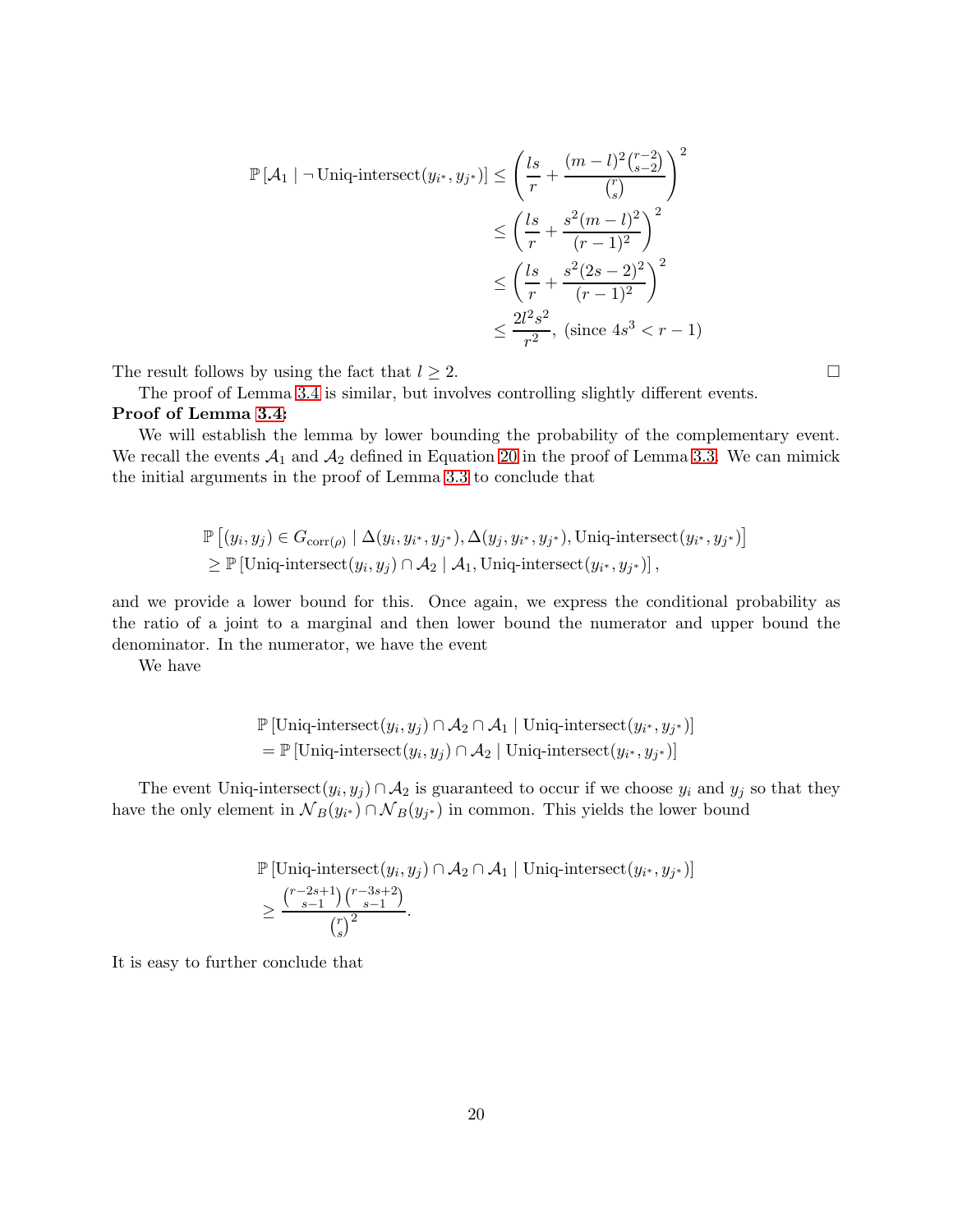$$
\begin{aligned}
\mathbb{P}\left[\mathcal{A}_1 \mid \neg\, \text{Uniq-intersect}(y_{i^*}, y_{j^*})\right] &\leq \left(\frac{ls}{r} + \frac{(m-l)^2\binom{r-2}{s-2}}{\binom{r}{s}}\right)^2 \\
&\leq \left(\frac{ls}{r} + \frac{s^2(m-l)^2}{(r-1)^2}\right)^2 \\
&\leq \left(\frac{ls}{r} + \frac{s^2(2s-2)^2}{(r-1)^2}\right)^2 \\
&\leq \frac{2l^2s^2}{r^2}, \text{ (since } 4s^3 < r-1)
\end{aligned}
$$

The result follows by using the fact that $l \geq 2$. $\square$

The proof of Lemma 3.4 is similar, but involves controlling slightly different events.

**Proof of Lemma 3.4:**

We will establish the lemma by lower bounding the probability of the complementary event. We recall the events $\mathcal{A}_1$ and $\mathcal{A}_2$ defined in Equation 20 in the proof of Lemma 3.3. We can mimick the initial arguments in the proof of Lemma 3.3 to conclude that

$$
\begin{aligned}
&\mathbb{P}\left[(y_i, y_j) \in G_{\text{corr}(\rho)} \mid \Delta(y_i, y_{i^*}, y_{j^*}), \Delta(y_j, y_{i^*}, y_{j^*}), \text{Uniq-intersect}(y_{i^*}, y_{j^*})\right] \\
&\geq \mathbb{P}\left[\text{Uniq-intersect}(y_i, y_j) \cap \mathcal{A}_2 \mid \mathcal{A}_1, \text{Uniq-intersect}(y_{i^*}, y_{j^*})\right],
\end{aligned}
$$

and we provide a lower bound for this. Once again, we express the conditional probability as the ratio of a joint to a marginal and then lower bound the numerator and upper bound the denominator. In the numerator, we have the event

We have

$$
\begin{aligned}
&\mathbb{P}\left[\text{Uniq-intersect}(y_i, y_j) \cap \mathcal{A}_2 \cap \mathcal{A}_1 \mid \text{Uniq-intersect}(y_{i^*}, y_{j^*})\right] \\
&= \mathbb{P}\left[\text{Uniq-intersect}(y_i, y_j) \cap \mathcal{A}_2 \mid \text{Uniq-intersect}(y_{i^*}, y_{j^*})\right]
\end{aligned}
$$

The event $\text{Uniq-intersect}(y_i, y_j) \cap \mathcal{A}_2$ is guaranteed to occur if we choose $y_i$ and $y_j$ so that they have the only element in $\mathcal{N}_B(y_{i^*}) \cap \mathcal{N}_B(y_{j^*})$ in common. This yields the lower bound

$$
\begin{aligned}
&\mathbb{P}\left[\text{Uniq-intersect}(y_i, y_j) \cap \mathcal{A}_2 \cap \mathcal{A}_1 \mid \text{Uniq-intersect}(y_{i^*}, y_{j^*})\right] \\
&\geq \frac{\binom{r-2s+1}{s-1}\binom{r-3s+2}{s-1}}{\binom{r}{s}^2}.
\end{aligned}
$$

It is easy to further conclude that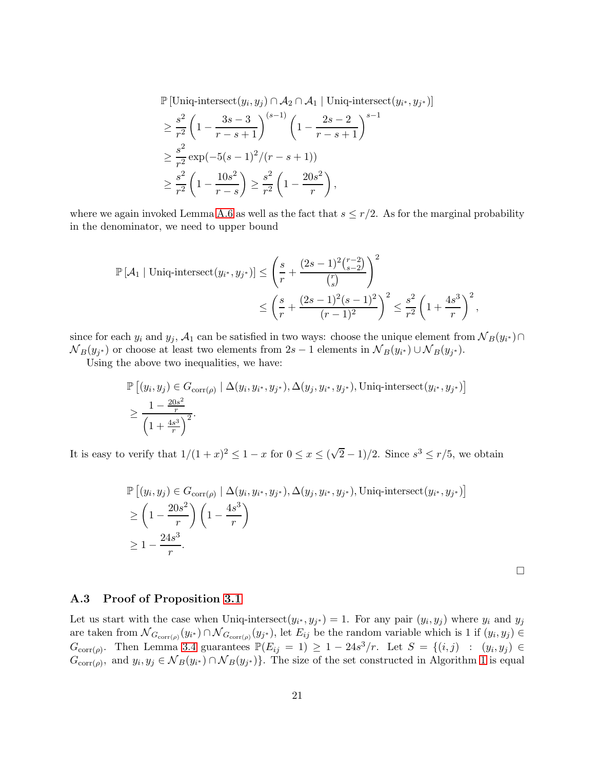$$
\begin{aligned}
&\mathbb{P}\left[\text{Uniq-intersect}(y_i, y_j) \cap \mathcal{A}_2 \cap \mathcal{A}_1 \mid \text{Uniq-intersect}(y_{i^*}, y_{j^*})\right] \\
&\geq \frac{s^2}{r^2}\left(1 - \frac{3s-3}{r-s+1}\right)^{(s-1)}\left(1 - \frac{2s-2}{r-s+1}\right)^{s-1} \\
&\geq \frac{s^2}{r^2}\exp(-5(s-1)^2/(r-s+1)) \\
&\geq \frac{s^2}{r^2}\left(1 - \frac{10s^2}{r-s}\right) \geq \frac{s^2}{r^2}\left(1 - \frac{20s^2}{r}\right),
\end{aligned}
$$

where we again invoked Lemma A.6 as well as the fact that $s \leq r/2$. As for the marginal probability in the denominator, we need to upper bound

$$
\begin{aligned}
\mathbb{P}\left[\mathcal{A}_1 \mid \text{Uniq-intersect}(y_{i^*}, y_{j^*})\right] &\leq \left(\frac{s}{r} + \frac{(2s-1)^2\binom{r-2}{s-2}}{\binom{r}{s}}\right)^2 \\
&\leq \left(\frac{s}{r} + \frac{(2s-1)^2(s-1)^2}{(r-1)^2}\right)^2 \leq \frac{s^2}{r^2}\left(1 + \frac{4s^3}{r}\right)^2,
\end{aligned}
$$

since for each $y_i$ and $y_j$, $\mathcal{A}_1$ can be satisfied in two ways: choose the unique element from $\mathcal{N}_B(y_{i^*}) \cap \mathcal{N}_B(y_{j^*})$ or choose at least two elements from $2s-1$ elements in $\mathcal{N}_B(y_{i^*}) \cup \mathcal{N}_B(y_{j^*})$.

Using the above two inequalities, we have:

$$
\begin{aligned}
&\mathbb{P}\left[(y_i, y_j) \in G_{\text{corr}(\rho)} \mid \Delta(y_i, y_{i^*}, y_{j^*}), \Delta(y_j, y_{i^*}, y_{j^*}), \text{Uniq-intersect}(y_{i^*}, y_{j^*})\right] \\
&\geq \frac{1 - \frac{20s^2}{r}}{\left(1 + \frac{4s^3}{r}\right)^2}.
\end{aligned}
$$

It is easy to verify that $1/(1+x)^2 \leq 1 - x$ for $0 \leq x \leq (\sqrt{2}-1)/2$. Since $s^3 \leq r/5$, we obtain

$$
\begin{aligned}
&\mathbb{P}\left[(y_i, y_j) \in G_{\text{corr}(\rho)} \mid \Delta(y_i, y_{i^*}, y_{j^*}), \Delta(y_j, y_{i^*}, y_{j^*}), \text{Uniq-intersect}(y_{i^*}, y_{j^*})\right] \\
&\geq \left(1 - \frac{20s^2}{r}\right)\left(1 - \frac{4s^3}{r}\right) \\
&\geq 1 - \frac{24s^3}{r}.
\end{aligned}
$$

□

### A.3 Proof of Proposition 3.1

Let us start with the case when $\text{Uniq-intersect}(y_{i^*}, y_{j^*}) = 1$. For any pair $(y_i, y_j)$ where $y_i$ and $y_j$ are taken from $\mathcal{N}_{G_{\text{corr}(\rho)}}(y_{i^*}) \cap \mathcal{N}_{G_{\text{corr}(\rho)}}(y_{j^*})$, let $E_{ij}$ be the random variable which is 1 if $(y_i, y_j) \in G_{\text{corr}(\rho)}$. Then Lemma 3.4 guarantees $\mathbb{P}(E_{ij} = 1) \geq 1 - 24s^3/r$. Let $S = \{(i,j) \;:\; (y_i, y_j) \in G_{\text{corr}(\rho)}, \text{ and } y_i, y_j \in \mathcal{N}_B(y_{i^*}) \cap \mathcal{N}_B(y_{j^*})\}$. The size of the set constructed in Algorithm 1 is equal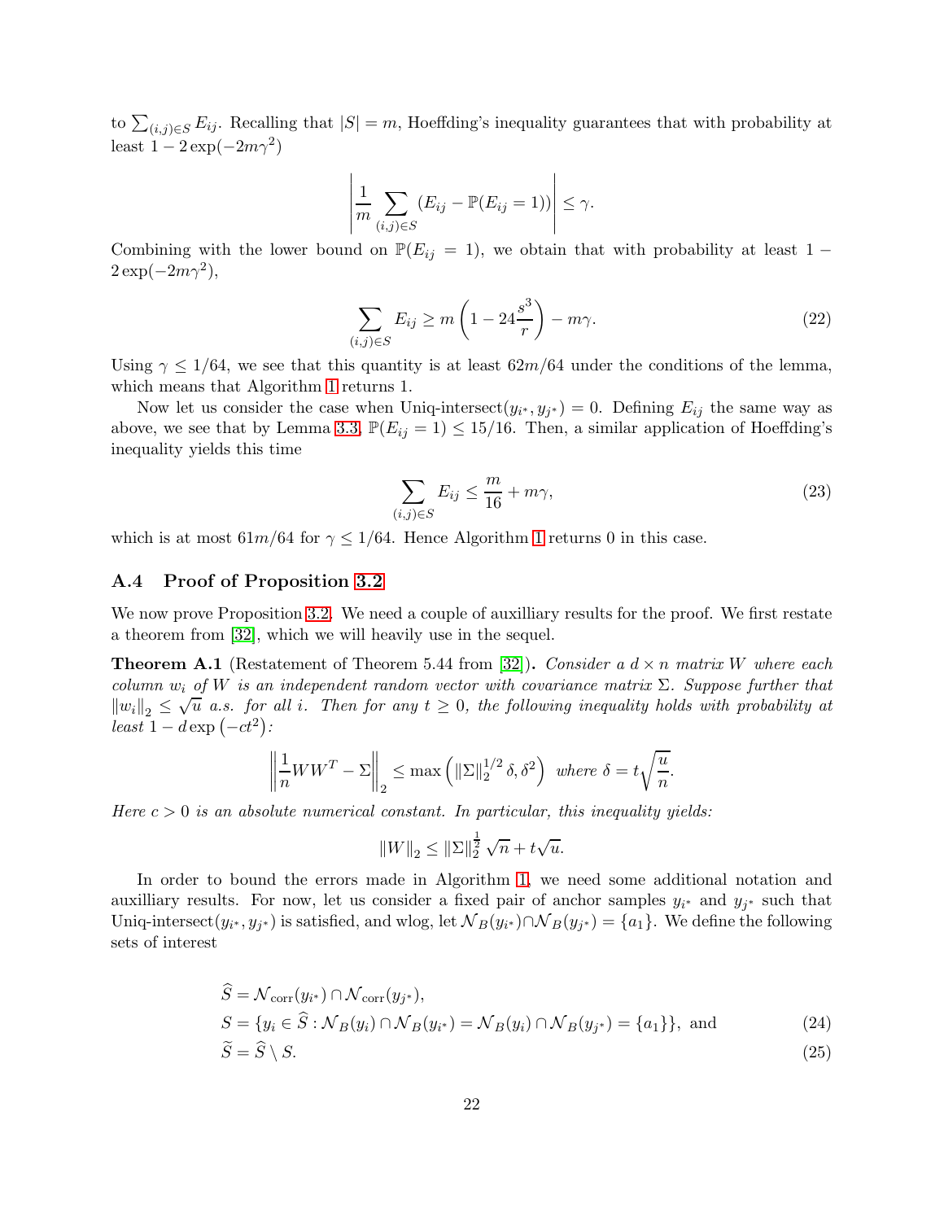to $\sum_{(i,j)\in S} E_{ij}$. Recalling that $|S| = m$, Hoeffding's inequality guarantees that with probability at least $1 - 2\exp(-2m\gamma^2)$

$$\left| \frac{1}{m} \sum_{(i,j)\in S} (E_{ij} - \mathbb{P}(E_{ij} = 1)) \right| \leq \gamma.$$

Combining with the lower bound on $\mathbb{P}(E_{ij} = 1)$, we obtain that with probability at least $1 - 2\exp(-2m\gamma^2)$,

$$\sum_{(i,j)\in S} E_{ij} \geq m\left(1 - 24\frac{s^3}{r}\right) - m\gamma. \tag{22}$$

Using $\gamma \leq 1/64$, we see that this quantity is at least $62m/64$ under the conditions of the lemma, which means that Algorithm 1 returns 1.

Now let us consider the case when Uniq-intersect$(y_{i^*}, y_{j^*}) = 0$. Defining $E_{ij}$ the same way as above, we see that by Lemma 3.3, $\mathbb{P}(E_{ij} = 1) \leq 15/16$. Then, a similar application of Hoeffding's inequality yields this time

$$\sum_{(i,j)\in S} E_{ij} \leq \frac{m}{16} + m\gamma, \tag{23}$$

which is at most $61m/64$ for $\gamma \leq 1/64$. Hence Algorithm 1 returns 0 in this case.

### A.4 Proof of Proposition 3.2

We now prove Proposition 3.2. We need a couple of auxilliary results for the proof. We first restate a theorem from [32], which we will heavily use in the sequel.

**Theorem A.1** (Restatement of Theorem 5.44 from [32])**.** *Consider a $d \times n$ matrix $W$ where each column $w_i$ of $W$ is an independent random vector with covariance matrix $\Sigma$. Suppose further that $\|w_i\|_2 \leq \sqrt{u}$ a.s. for all $i$. Then for any $t \geq 0$, the following inequality holds with probability at least $1 - d\exp(-ct^2)$:*

$$\left\| \frac{1}{n} WW^T - \Sigma \right\|_2 \leq \max\left( \|\Sigma\|_2^{1/2} \delta, \delta^2 \right) \text{ where } \delta = t\sqrt{\frac{u}{n}}.$$

*Here $c > 0$ is an absolute numerical constant. In particular, this inequality yields:*

$$\|W\|_2 \leq \|\Sigma\|_2^{\frac{1}{2}} \sqrt{n} + t\sqrt{u}.$$

In order to bound the errors made in Algorithm 1, we need some additional notation and auxilliary results. For now, let us consider a fixed pair of anchor samples $y_{i^*}$ and $y_{j^*}$ such that Uniq-intersect$(y_{i^*}, y_{j^*})$ is satisfied, and wlog, let $\mathcal{N}_B(y_{i^*}) \cap \mathcal{N}_B(y_{j^*}) = \{a_1\}$. We define the following sets of interest

$$\widehat{S} = \mathcal{N}_{\text{corr}}(y_{i^*}) \cap \mathcal{N}_{\text{corr}}(y_{j^*}),$$

$$S = \{y_i \in \widehat{S} : \mathcal{N}_B(y_i) \cap \mathcal{N}_B(y_{i^*}) = \mathcal{N}_B(y_i) \cap \mathcal{N}_B(y_{j^*}) = \{a_1\}\}, \text{ and} \tag{24}$$

$$\widetilde{S} = \widehat{S} \setminus S. \tag{25}$$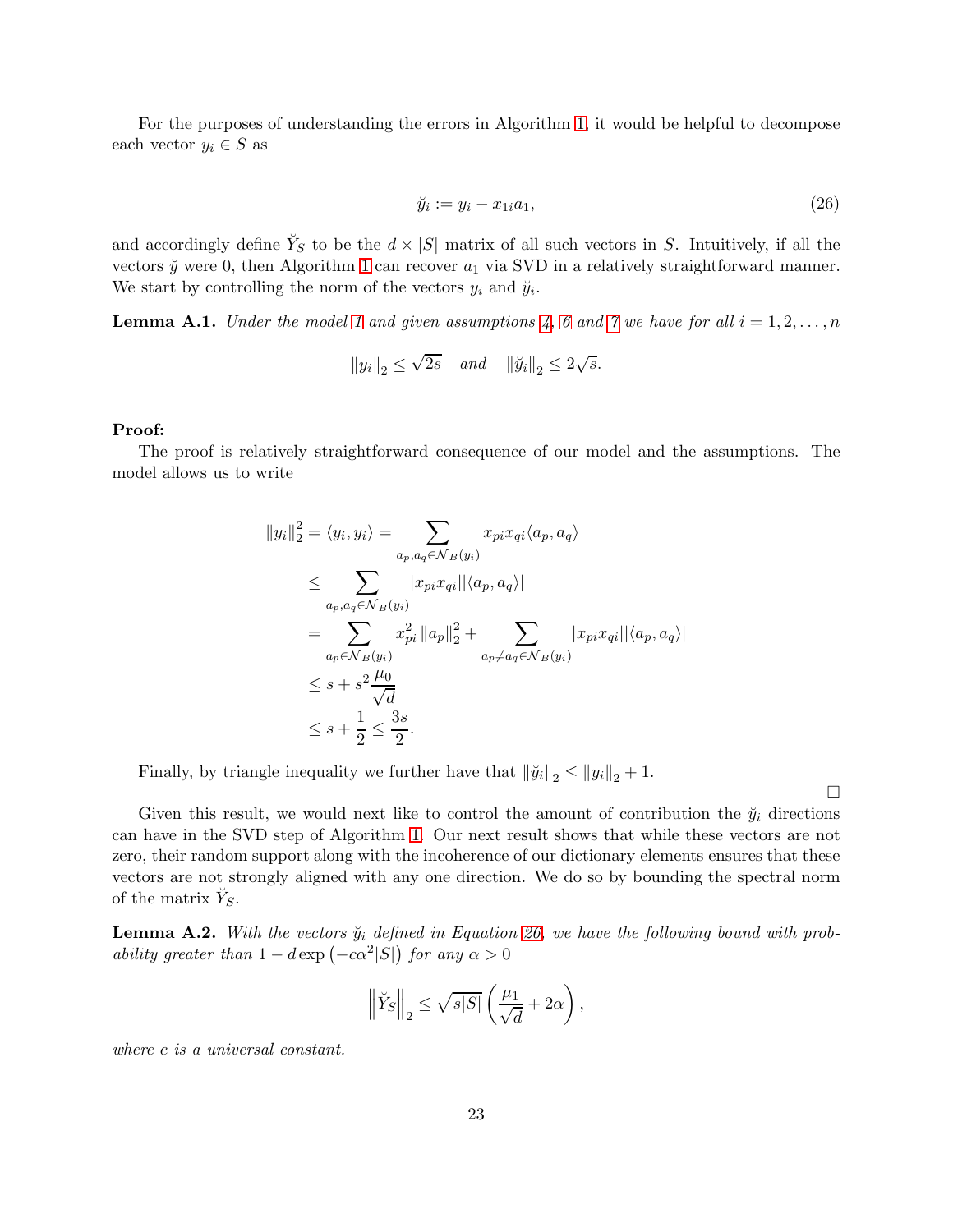For the purposes of understanding the errors in Algorithm 1, it would be helpful to decompose each vector $y_i \in S$ as

$$\breve{y}_i := y_i - x_{1i} a_1, \tag{26}$$

and accordingly define $\breve{Y}_S$ to be the $d \times |S|$ matrix of all such vectors in $S$. Intuitively, if all the vectors $\breve{y}$ were 0, then Algorithm 1 can recover $a_1$ via SVD in a relatively straightforward manner. We start by controlling the norm of the vectors $y_i$ and $\breve{y}_i$.

**Lemma A.1.** *Under the model 1 and given assumptions 4, 6 and 7 we have for all $i = 1, 2, \ldots, n$*

$$\|y_i\|_2 \leq \sqrt{2s} \quad \text{and} \quad \|\breve{y}_i\|_2 \leq 2\sqrt{s}.$$

**Proof:**
The proof is relatively straightforward consequence of our model and the assumptions. The model allows us to write

$$\begin{aligned}
\|y_i\|_2^2 = \langle y_i, y_i \rangle &= \sum_{a_p, a_q \in \mathcal{N}_B(y_i)} x_{pi} x_{qi} \langle a_p, a_q \rangle \\
&\leq \sum_{a_p, a_q \in \mathcal{N}_B(y_i)} |x_{pi} x_{qi}| |\langle a_p, a_q \rangle| \\
&= \sum_{a_p \in \mathcal{N}_B(y_i)} x_{pi}^2 \|a_p\|_2^2 + \sum_{a_p \neq a_q \in \mathcal{N}_B(y_i)} |x_{pi} x_{qi}| |\langle a_p, a_q \rangle| \\
&\leq s + s^2 \frac{\mu_0}{\sqrt{d}} \\
&\leq s + \frac{1}{2} \leq \frac{3s}{2}.
\end{aligned}$$

Finally, by triangle inequality we further have that $\|\breve{y}_i\|_2 \leq \|y_i\|_2 + 1$.

$\square$

Given this result, we would next like to control the amount of contribution the $\breve{y}_i$ directions can have in the SVD step of Algorithm 1. Our next result shows that while these vectors are not zero, their random support along with the incoherence of our dictionary elements ensures that these vectors are not strongly aligned with any one direction. We do so by bounding the spectral norm of the matrix $\breve{Y}_S$.

**Lemma A.2.** *With the vectors $\breve{y}_i$ defined in Equation 26, we have the following bound with probability greater than $1 - d\exp\left(-c\alpha^2 |S|\right)$ for any $\alpha > 0$*

$$\left\|\breve{Y}_S\right\|_2 \leq \sqrt{s|S|}\left(\frac{\mu_1}{\sqrt{d}} + 2\alpha\right),$$

*where $c$ is a universal constant.*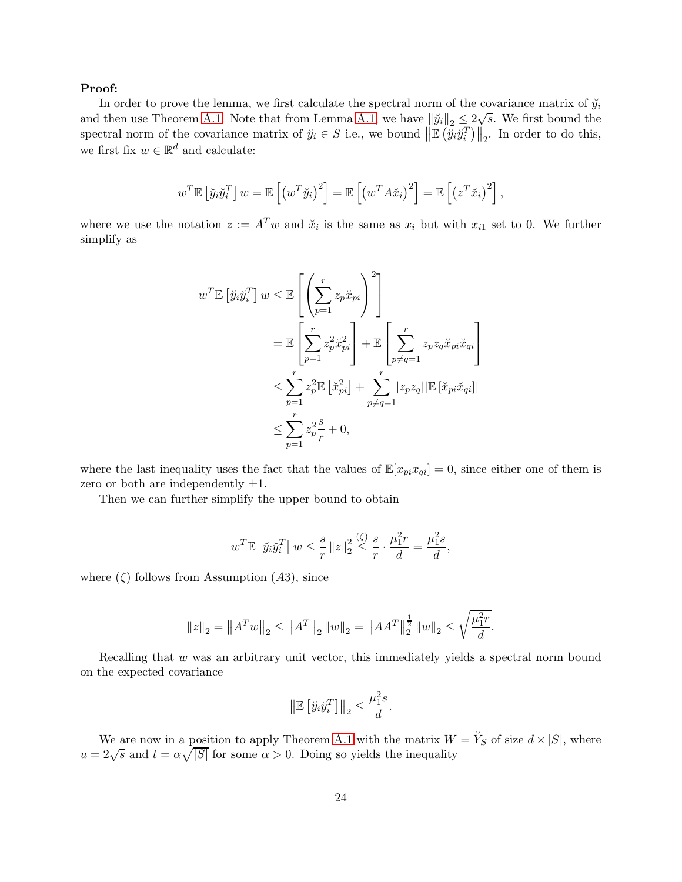**Proof:**

In order to prove the lemma, we first calculate the spectral norm of the covariance matrix of $\breve{y}_i$ and then use Theorem A.1. Note that from Lemma A.1, we have $\|\breve{y}_i\|_2 \leq 2\sqrt{s}$. We first bound the spectral norm of the covariance matrix of $\breve{y}_i \in S$ i.e., we bound $\left\|\mathbb{E}\left(\breve{y}_i\breve{y}_i^T\right)\right\|_2$. In order to do this, we first fix $w \in \mathbb{R}^d$ and calculate:

$$w^T\mathbb{E}\left[\breve{y}_i\breve{y}_i^T\right]w = \mathbb{E}\left[\left(w^T\breve{y}_i\right)^2\right] = \mathbb{E}\left[\left(w^TA\breve{x}_i\right)^2\right] = \mathbb{E}\left[\left(z^T\breve{x}_i\right)^2\right],$$

where we use the notation $z := A^Tw$ and $\breve{x}_i$ is the same as $x_i$ but with $x_{i1}$ set to 0. We further simplify as

$$\begin{aligned}
w^T\mathbb{E}\left[\breve{y}_i\breve{y}_i^T\right]w &\leq \mathbb{E}\left[\left(\sum_{p=1}^{r} z_p\breve{x}_{pi}\right)^2\right] \\
&= \mathbb{E}\left[\sum_{p=1}^{r} z_p^2\breve{x}_{pi}^2\right] + \mathbb{E}\left[\sum_{p\neq q=1}^{r} z_pz_q\breve{x}_{pi}\breve{x}_{qi}\right] \\
&\leq \sum_{p=1}^{r} z_p^2\mathbb{E}\left[\breve{x}_{pi}^2\right] + \sum_{p\neq q=1}^{r} |z_pz_q||\mathbb{E}\left[\breve{x}_{pi}\breve{x}_{qi}\right]| \\
&\leq \sum_{p=1}^{r} z_p^2\frac{s}{r} + 0,
\end{aligned}$$

where the last inequality uses the fact that the values of $\mathbb{E}[x_{pi}x_{qi}] = 0$, since either one of them is zero or both are independently $\pm 1$.

Then we can further simplify the upper bound to obtain

$$w^T\mathbb{E}\left[\breve{y}_i\breve{y}_i^T\right]w \leq \frac{s}{r}\|z\|_2^2 \overset{(\zeta)}{\leq} \frac{s}{r}\cdot\frac{\mu_1^2 r}{d} = \frac{\mu_1^2 s}{d},$$

where $(\zeta)$ follows from Assumption $(A3)$, since

$$\|z\|_2 = \left\|A^Tw\right\|_2 \leq \left\|A^T\right\|_2\|w\|_2 = \left\|AA^T\right\|_2^{\frac{1}{2}}\|w\|_2 \leq \sqrt{\frac{\mu_1^2 r}{d}}.$$

Recalling that $w$ was an arbitrary unit vector, this immediately yields a spectral norm bound on the expected covariance

$$\left\|\mathbb{E}\left[\breve{y}_i\breve{y}_i^T\right]\right\|_2 \leq \frac{\mu_1^2 s}{d}.$$

We are now in a position to apply Theorem A.1 with the matrix $W = \breve{Y}_S$ of size $d \times |S|$, where $u = 2\sqrt{s}$ and $t = \alpha\sqrt{|S|}$ for some $\alpha > 0$. Doing so yields the inequality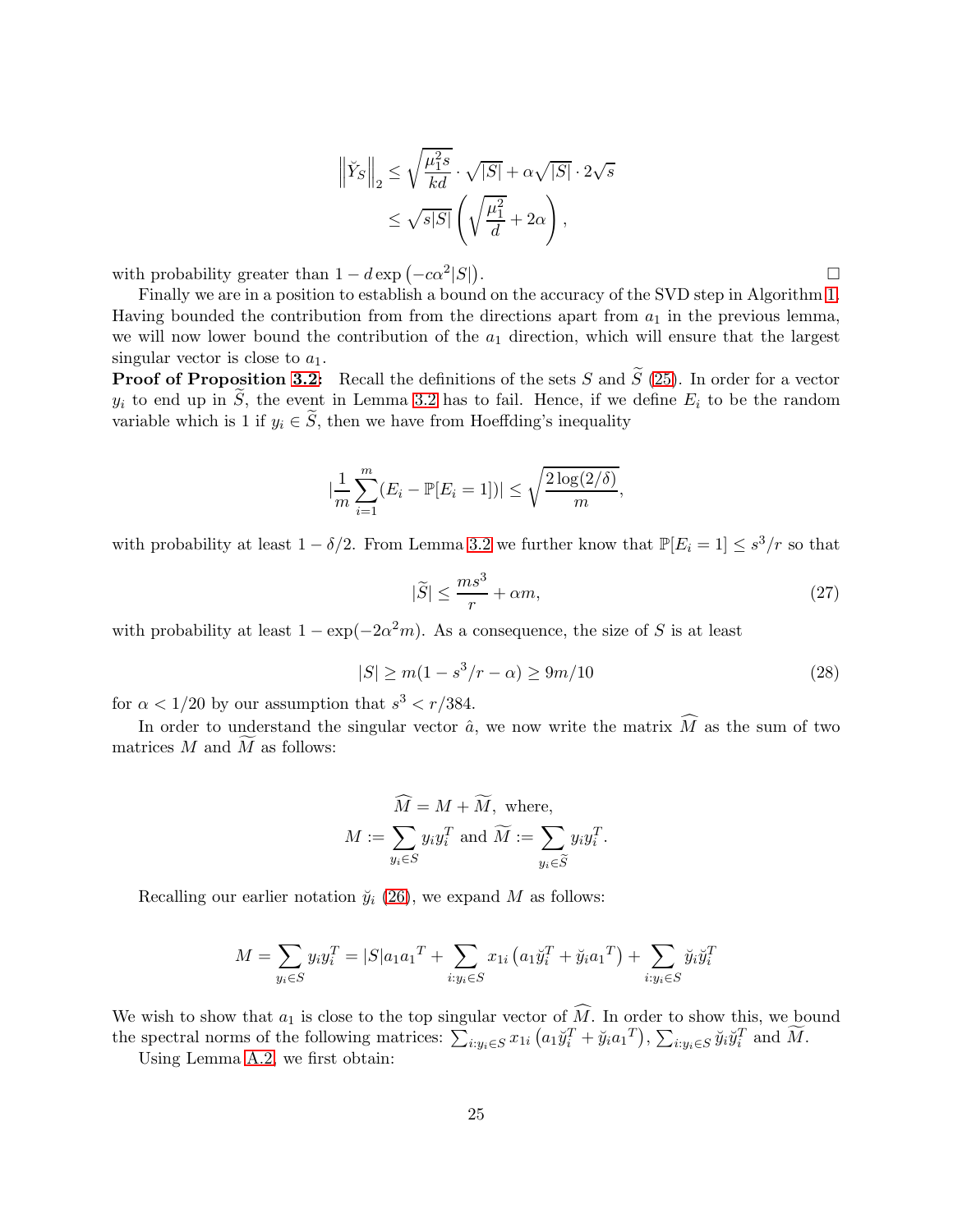$$
\begin{aligned}
\left\| \breve{Y}_S \right\|_2 &\le \sqrt{\frac{\mu_1^2 s}{kd}} \cdot \sqrt{|S|} + \alpha\sqrt{|S|} \cdot 2\sqrt{s} \\
&\le \sqrt{s|S|}\left( \sqrt{\frac{\mu_1^2}{d}} + 2\alpha \right),
\end{aligned}
$$

with probability greater than $1 - d\exp\left(-c\alpha^2|S|\right)$. □

Finally we are in a position to establish a bound on the accuracy of the SVD step in Algorithm 1. Having bounded the contribution from from the directions apart from $a_1$ in the previous lemma, we will now lower bound the contribution of the $a_1$ direction, which will ensure that the largest singular vector is close to $a_1$.

**Proof of Proposition 3.2:** Recall the definitions of the sets $S$ and $\widetilde{S}$ (25). In order for a vector $y_i$ to end up in $\widetilde{S}$, the event in Lemma 3.2 has to fail. Hence, if we define $E_i$ to be the random variable which is 1 if $y_i \in \widetilde{S}$, then we have from Hoeffding's inequality

$$
\left|\frac{1}{m}\sum_{i=1}^{m}(E_i - \mathbb{P}[E_i = 1])\right| \le \sqrt{\frac{2\log(2/\delta)}{m}},
$$

with probability at least $1 - \delta/2$. From Lemma 3.2 we further know that $\mathbb{P}[E_i = 1] \le s^3/r$ so that

$$
|\widetilde{S}| \le \frac{ms^3}{r} + \alpha m, \tag{27}
$$

with probability at least $1 - \exp(-2\alpha^2 m)$. As a consequence, the size of $S$ is at least

$$
|S| \ge m(1 - s^3/r - \alpha) \ge 9m/10 \tag{28}
$$

for $\alpha < 1/20$ by our assumption that $s^3 < r/384$.

In order to understand the singular vector $\hat{a}$, we now write the matrix $\widehat{M}$ as the sum of two matrices $M$ and $\widetilde{M}$ as follows:

$$
\widehat{M} = M + \widetilde{M}, \text{ where,}
$$
$$
M := \sum_{y_i \in S} y_i y_i^T \text{ and } \widetilde{M} := \sum_{y_i \in \widetilde{S}} y_i y_i^T.
$$

Recalling our earlier notation $\breve{y}_i$ (26), we expand $M$ as follows:

$$
M = \sum_{y_i \in S} y_i y_i^T = |S| a_1 a_1{}^T + \sum_{i: y_i \in S} x_{1i}\left(a_1 \breve{y}_i^T + \breve{y}_i a_1{}^T\right) + \sum_{i: y_i \in S} \breve{y}_i \breve{y}_i^T
$$

We wish to show that $a_1$ is close to the top singular vector of $\widehat{M}$. In order to show this, we bound the spectral norms of the following matrices: $\sum_{i: y_i \in S} x_{1i}\left(a_1 \breve{y}_i^T + \breve{y}_i a_1{}^T\right)$, $\sum_{i: y_i \in S} \breve{y}_i \breve{y}_i^T$ and $\widetilde{M}$.

Using Lemma A.2, we first obtain: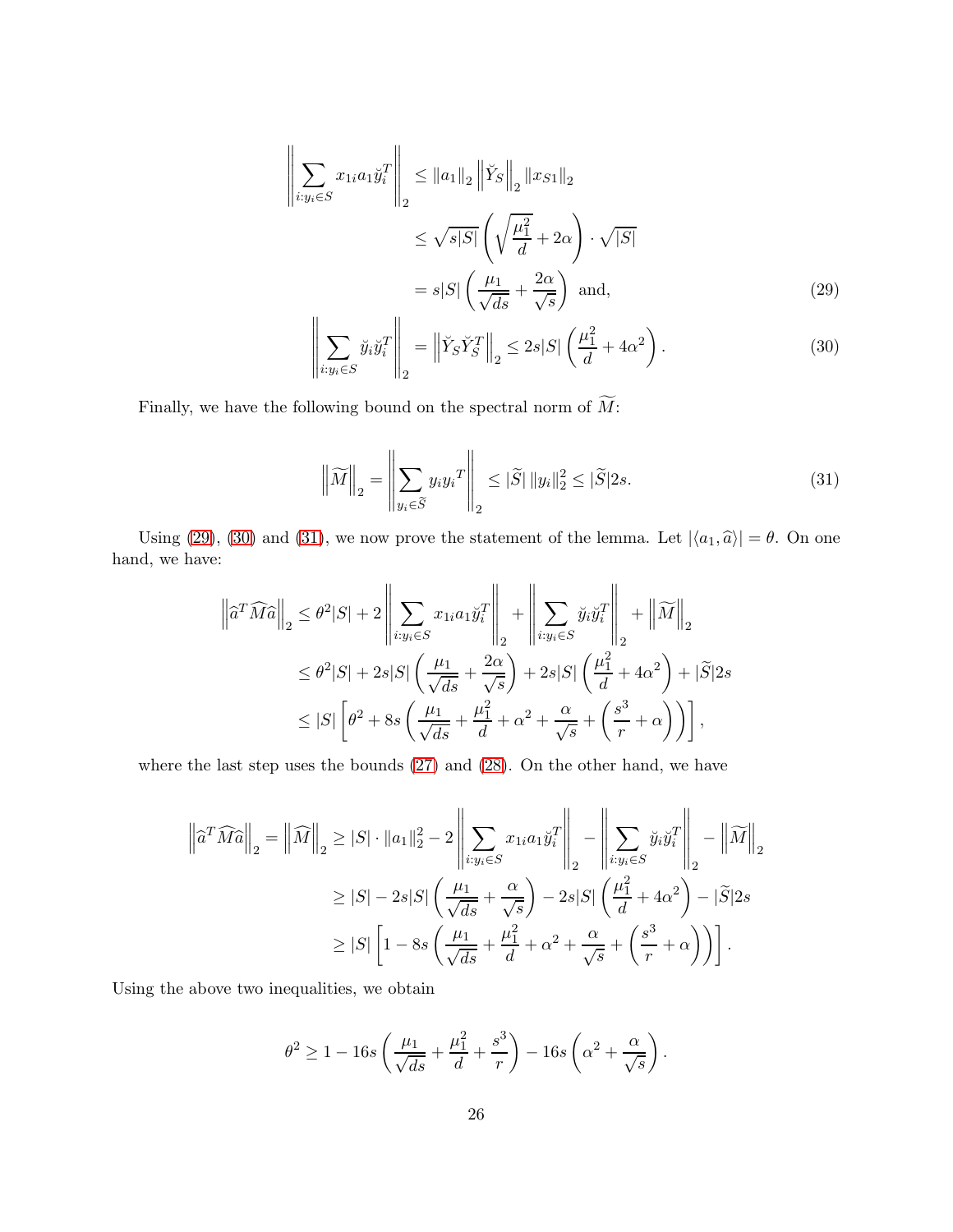$$
\begin{aligned}
\left\|\sum_{i:y_i\in S} x_{1i} a_1 \breve{y}_i^T\right\|_2 &\leq \|a_1\|_2 \left\|\breve{Y}_S\right\|_2 \|x_{S1}\|_2 \\
&\leq \sqrt{s|S|}\left(\sqrt{\frac{\mu_1^2}{d}} + 2\alpha\right)\cdot\sqrt{|S|} \\
&= s|S|\left(\frac{\mu_1}{\sqrt{ds}} + \frac{2\alpha}{\sqrt{s}}\right) \text{ and,} \qquad (29)
\end{aligned}
$$

$$
\left\|\sum_{i:y_i\in S} \breve{y}_i\breve{y}_i^T\right\|_2 = \left\|\breve{Y}_S\breve{Y}_S^T\right\|_2 \leq 2s|S|\left(\frac{\mu_1^2}{d} + 4\alpha^2\right). \qquad (30)
$$

Finally, we have the following bound on the spectral norm of $\widetilde{M}$:

$$
\left\|\widetilde{M}\right\|_2 = \left\|\sum_{y_i\in\widetilde{S}} y_i {y_i}^T\right\|_2 \leq |\widetilde{S}|\,\|y_i\|_2^2 \leq |\widetilde{S}|2s. \qquad (31)
$$

Using (29), (30) and (31), we now prove the statement of the lemma. Let $|\langle a_1, \widehat{a}\rangle| = \theta$. On one hand, we have:

$$
\begin{aligned}
\left\|\widehat{a}^T\widehat{M}\widehat{a}\right\|_2 &\leq \theta^2|S| + 2\left\|\sum_{i:y_i\in S} x_{1i}a_1\breve{y}_i^T\right\|_2 + \left\|\sum_{i:y_i\in S}\breve{y}_i\breve{y}_i^T\right\|_2 + \left\|\widetilde{M}\right\|_2 \\
&\leq \theta^2|S| + 2s|S|\left(\frac{\mu_1}{\sqrt{ds}} + \frac{2\alpha}{\sqrt{s}}\right) + 2s|S|\left(\frac{\mu_1^2}{d} + 4\alpha^2\right) + |\widetilde{S}|2s \\
&\leq |S|\left[\theta^2 + 8s\left(\frac{\mu_1}{\sqrt{ds}} + \frac{\mu_1^2}{d} + \alpha^2 + \frac{\alpha}{\sqrt{s}} + \left(\frac{s^3}{r} + \alpha\right)\right)\right],
\end{aligned}
$$

where the last step uses the bounds (27) and (28). On the other hand, we have

$$
\begin{aligned}
\left\|\widehat{a}^T\widehat{M}\widehat{a}\right\|_2 = \left\|\widehat{M}\right\|_2 &\geq |S|\cdot\|a_1\|_2^2 - 2\left\|\sum_{i:y_i\in S} x_{1i}a_1\breve{y}_i^T\right\|_2 - \left\|\sum_{i:y_i\in S}\breve{y}_i\breve{y}_i^T\right\|_2 - \left\|\widetilde{M}\right\|_2 \\
&\geq |S| - 2s|S|\left(\frac{\mu_1}{\sqrt{ds}} + \frac{\alpha}{\sqrt{s}}\right) - 2s|S|\left(\frac{\mu_1^2}{d} + 4\alpha^2\right) - |\widetilde{S}|2s \\
&\geq |S|\left[1 - 8s\left(\frac{\mu_1}{\sqrt{ds}} + \frac{\mu_1^2}{d} + \alpha^2 + \frac{\alpha}{\sqrt{s}} + \left(\frac{s^3}{r} + \alpha\right)\right)\right].
\end{aligned}
$$

Using the above two inequalities, we obtain

$$
\theta^2 \geq 1 - 16s\left(\frac{\mu_1}{\sqrt{ds}} + \frac{\mu_1^2}{d} + \frac{s^3}{r}\right) - 16s\left(\alpha^2 + \frac{\alpha}{\sqrt{s}}\right).
$$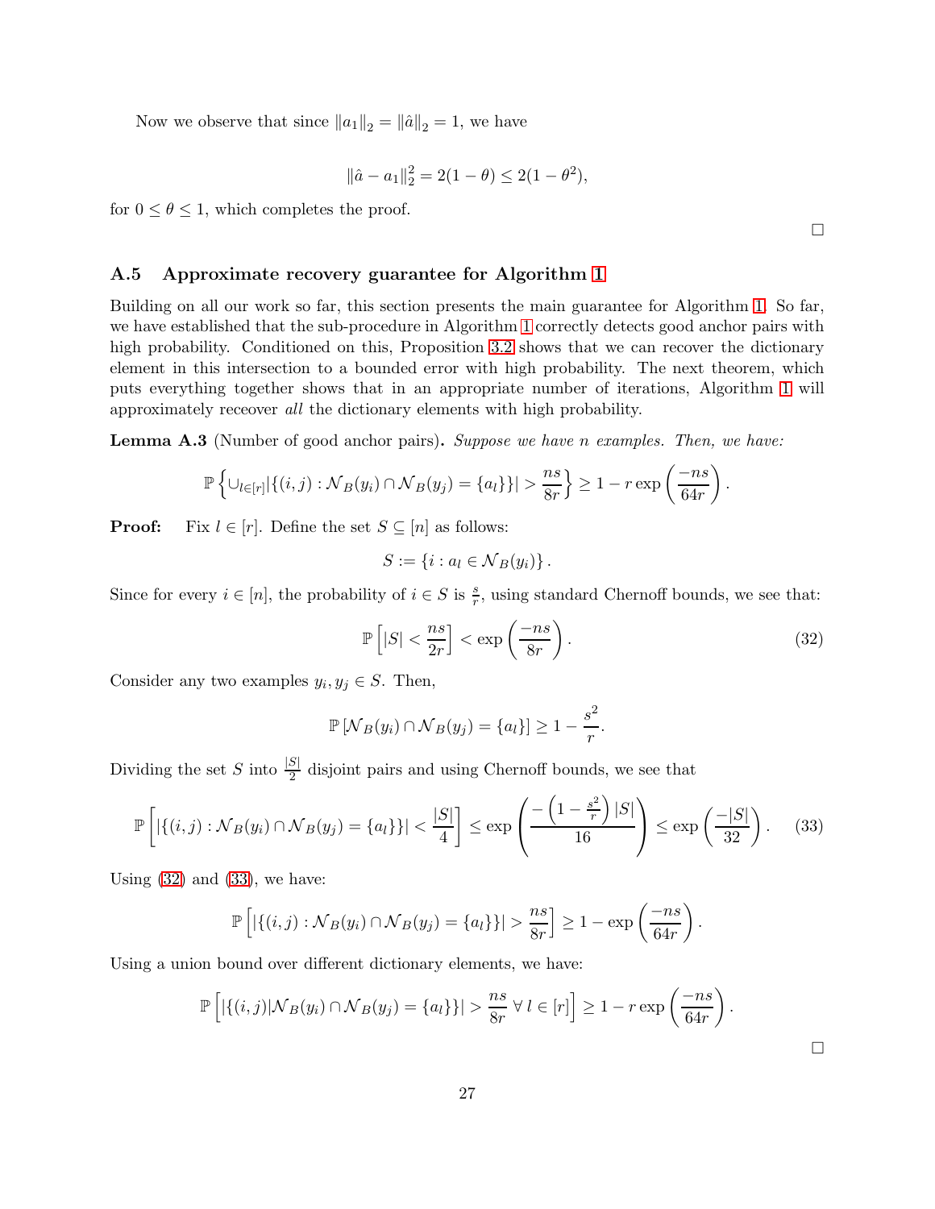Now we observe that since $\|a_1\|_2 = \|\hat{a}\|_2 = 1$, we have

$$\|\hat{a} - a_1\|_2^2 = 2(1-\theta) \leq 2(1-\theta^2),$$

for $0 \leq \theta \leq 1$, which completes the proof.

□

### A.5 Approximate recovery guarantee for Algorithm 1

Building on all our work so far, this section presents the main guarantee for Algorithm 1. So far, we have established that the sub-procedure in Algorithm 1 correctly detects good anchor pairs with high probability. Conditioned on this, Proposition 3.2 shows that we can recover the dictionary element in this intersection to a bounded error with high probability. The next theorem, which puts everything together shows that in an appropriate number of iterations, Algorithm 1 will approximately receover *all* the dictionary elements with high probability.

**Lemma A.3** (Number of good anchor pairs)**.** *Suppose we have n examples. Then, we have:*

$$\mathbb{P}\left\{\cup_{l\in[r]}|\{(i,j) : \mathcal{N}_B(y_i) \cap \mathcal{N}_B(y_j) = \{a_l\}\}| > \frac{ns}{8r}\right\} \geq 1 - r\exp\left(\frac{-ns}{64r}\right).$$

**Proof:** Fix $l \in [r]$. Define the set $S \subseteq [n]$ as follows:

$$S := \{i : a_l \in \mathcal{N}_B(y_i)\}.$$

Since for every $i \in [n]$, the probability of $i \in S$ is $\frac{s}{r}$, using standard Chernoff bounds, we see that:

$$\mathbb{P}\left[|S| < \frac{ns}{2r}\right] < \exp\left(\frac{-ns}{8r}\right). \tag{32}$$

Consider any two examples $y_i, y_j \in S$. Then,

$$\mathbb{P}\left[\mathcal{N}_B(y_i) \cap \mathcal{N}_B(y_j) = \{a_l\}\right] \geq 1 - \frac{s^2}{r}.$$

Dividing the set $S$ into $\frac{|S|}{2}$ disjoint pairs and using Chernoff bounds, we see that

$$\mathbb{P}\left[|\{(i,j) : \mathcal{N}_B(y_i) \cap \mathcal{N}_B(y_j) = \{a_l\}\}| < \frac{|S|}{4}\right] \leq \exp\left(\frac{-\left(1 - \frac{s^2}{r}\right)|S|}{16}\right) \leq \exp\left(\frac{-|S|}{32}\right). \tag{33}$$

Using (32) and (33), we have:

$$\mathbb{P}\left[|\{(i,j) : \mathcal{N}_B(y_i) \cap \mathcal{N}_B(y_j) = \{a_l\}\}| > \frac{ns}{8r}\right] \geq 1 - \exp\left(\frac{-ns}{64r}\right).$$

Using a union bound over different dictionary elements, we have:

$$\mathbb{P}\left[|\{(i,j)|\mathcal{N}_B(y_i) \cap \mathcal{N}_B(y_j) = \{a_l\}\}| > \frac{ns}{8r}\ \forall\, l \in [r]\right] \geq 1 - r\exp\left(\frac{-ns}{64r}\right).$$

□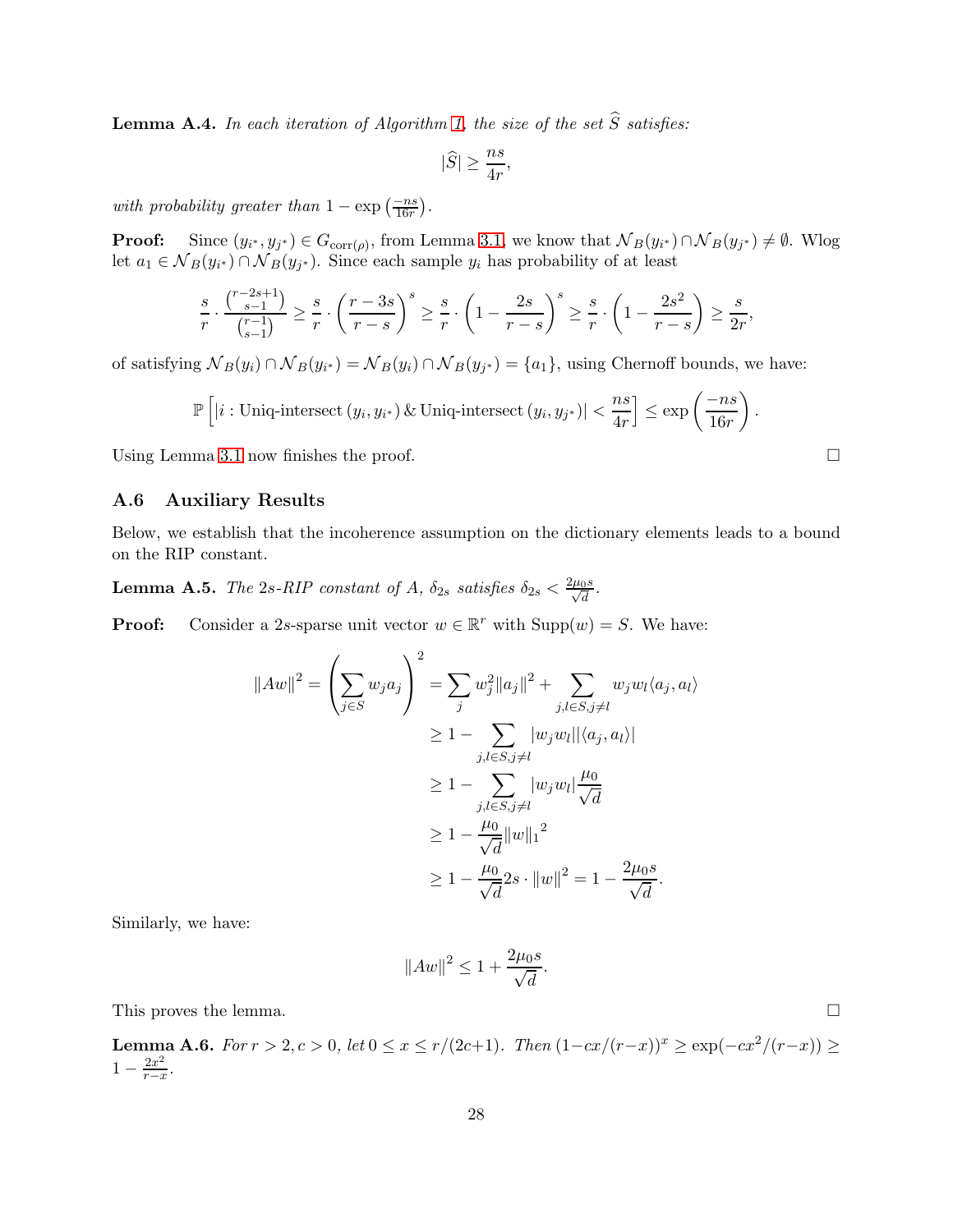**Lemma A.4.** *In each iteration of Algorithm 1, the size of the set $\widehat{S}$ satisfies:*

$$|\widehat{S}| \geq \frac{ns}{4r},$$

*with probability greater than $1 - \exp\left(\frac{-ns}{16r}\right)$.*

**Proof:** Since $(y_{i^*}, y_{j^*}) \in G_{\text{corr}(\rho)}$, from Lemma 3.1, we know that $\mathcal{N}_B(y_{i^*}) \cap \mathcal{N}_B(y_{j^*}) \neq \emptyset$. Wlog let $a_1 \in \mathcal{N}_B(y_{i^*}) \cap \mathcal{N}_B(y_{j^*})$. Since each sample $y_i$ has probability of at least

$$\frac{s}{r} \cdot \frac{\binom{r-2s+1}{s-1}}{\binom{r-1}{s-1}} \geq \frac{s}{r} \cdot \left(\frac{r-3s}{r-s}\right)^s \geq \frac{s}{r} \cdot \left(1 - \frac{2s}{r-s}\right)^s \geq \frac{s}{r} \cdot \left(1 - \frac{2s^2}{r-s}\right) \geq \frac{s}{2r},$$

of satisfying $\mathcal{N}_B(y_i) \cap \mathcal{N}_B(y_{i^*}) = \mathcal{N}_B(y_i) \cap \mathcal{N}_B(y_{j^*}) = \{a_1\}$, using Chernoff bounds, we have:

$$\mathbb{P}\left[|i : \text{Uniq-intersect}\,(y_i, y_{i^*})\,\&\,\text{Uniq-intersect}\,(y_i, y_{j^*})| < \frac{ns}{4r}\right] \leq \exp\left(\frac{-ns}{16r}\right).$$

Using Lemma 3.1 now finishes the proof. $\square$

### A.6 Auxiliary Results

Below, we establish that the incoherence assumption on the dictionary elements leads to a bound on the RIP constant.

**Lemma A.5.** *The $2s$-RIP constant of $A$, $\delta_{2s}$ satisfies $\delta_{2s} < \frac{2\mu_0 s}{\sqrt{d}}$.*

**Proof:** Consider a $2s$-sparse unit vector $w \in \mathbb{R}^r$ with $\text{Supp}(w) = S$. We have:

$$\begin{aligned}
\|Aw\|^2 = \left(\sum_{j \in S} w_j a_j\right)^2 &= \sum_j w_j^2 \|a_j\|^2 + \sum_{j,l \in S, j \neq l} w_j w_l \langle a_j, a_l \rangle \\
&\geq 1 - \sum_{j,l \in S, j \neq l} |w_j w_l| |\langle a_j, a_l \rangle| \\
&\geq 1 - \sum_{j,l \in S, j \neq l} |w_j w_l| \frac{\mu_0}{\sqrt{d}} \\
&\geq 1 - \frac{\mu_0}{\sqrt{d}} \|w\|_1{}^2 \\
&\geq 1 - \frac{\mu_0}{\sqrt{d}} 2s \cdot \|w\|^2 = 1 - \frac{2\mu_0 s}{\sqrt{d}}.
\end{aligned}$$

Similarly, we have:

$$\|Aw\|^2 \leq 1 + \frac{2\mu_0 s}{\sqrt{d}}.$$

This proves the lemma. $\square$

**Lemma A.6.** *For $r > 2, c > 0$, let $0 \leq x \leq r/(2c+1)$. Then $(1 - cx/(r-x))^x \geq \exp(-cx^2/(r-x)) \geq 1 - \frac{2x^2}{r-x}$.*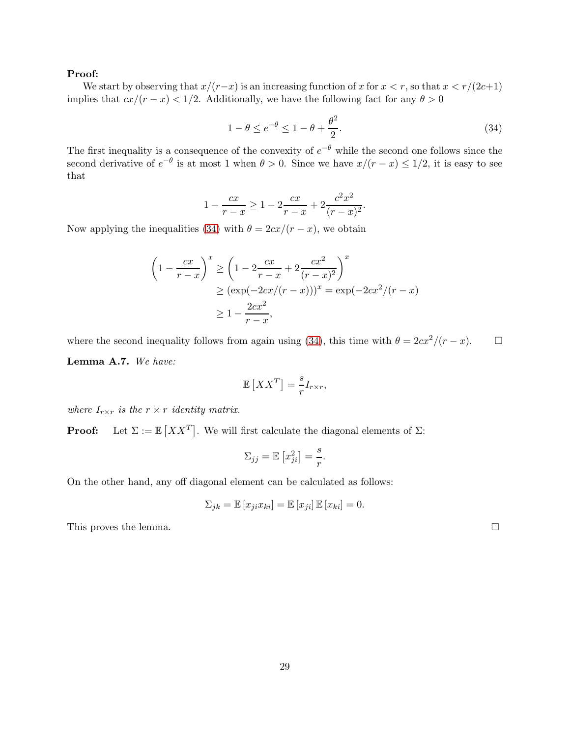**Proof:**

We start by observing that $x/(r-x)$ is an increasing function of $x$ for $x < r$, so that $x < r/(2c+1)$ implies that $cx/(r-x) < 1/2$. Additionally, we have the following fact for any $\theta > 0$

$$1 - \theta \le e^{-\theta} \le 1 - \theta + \frac{\theta^2}{2}. \tag{34}$$

The first inequality is a consequence of the convexity of $e^{-\theta}$ while the second one follows since the second derivative of $e^{-\theta}$ is at most 1 when $\theta > 0$. Since we have $x/(r-x) \le 1/2$, it is easy to see that

$$1 - \frac{cx}{r-x} \ge 1 - 2\frac{cx}{r-x} + 2\frac{c^2x^2}{(r-x)^2}.$$

Now applying the inequalities (34) with $\theta = 2cx/(r-x)$, we obtain

$$\begin{aligned}
\left(1 - \frac{cx}{r-x}\right)^x &\ge \left(1 - 2\frac{cx}{r-x} + 2\frac{cx^2}{(r-x)^2}\right)^x \\
&\ge \left(\exp(-2cx/(r-x))\right)^x = \exp(-2cx^2/(r-x)) \\
&\ge 1 - \frac{2cx^2}{r-x},
\end{aligned}$$

where the second inequality follows from again using (34), this time with $\theta = 2cx^2/(r-x)$. $\square$

**Lemma A.7.** *We have:*

$$\mathbb{E}\left[XX^T\right] = \frac{s}{r} I_{r\times r},$$

*where $I_{r\times r}$ is the $r \times r$ identity matrix.*

**Proof:** Let $\Sigma := \mathbb{E}\left[XX^T\right]$. We will first calculate the diagonal elements of $\Sigma$:

$$\Sigma_{jj} = \mathbb{E}\left[x_{ji}^2\right] = \frac{s}{r}.$$

On the other hand, any off diagonal element can be calculated as follows:

$$\Sigma_{jk} = \mathbb{E}\left[x_{ji}x_{ki}\right] = \mathbb{E}\left[x_{ji}\right]\mathbb{E}\left[x_{ki}\right] = 0.$$

This proves the lemma. $\square$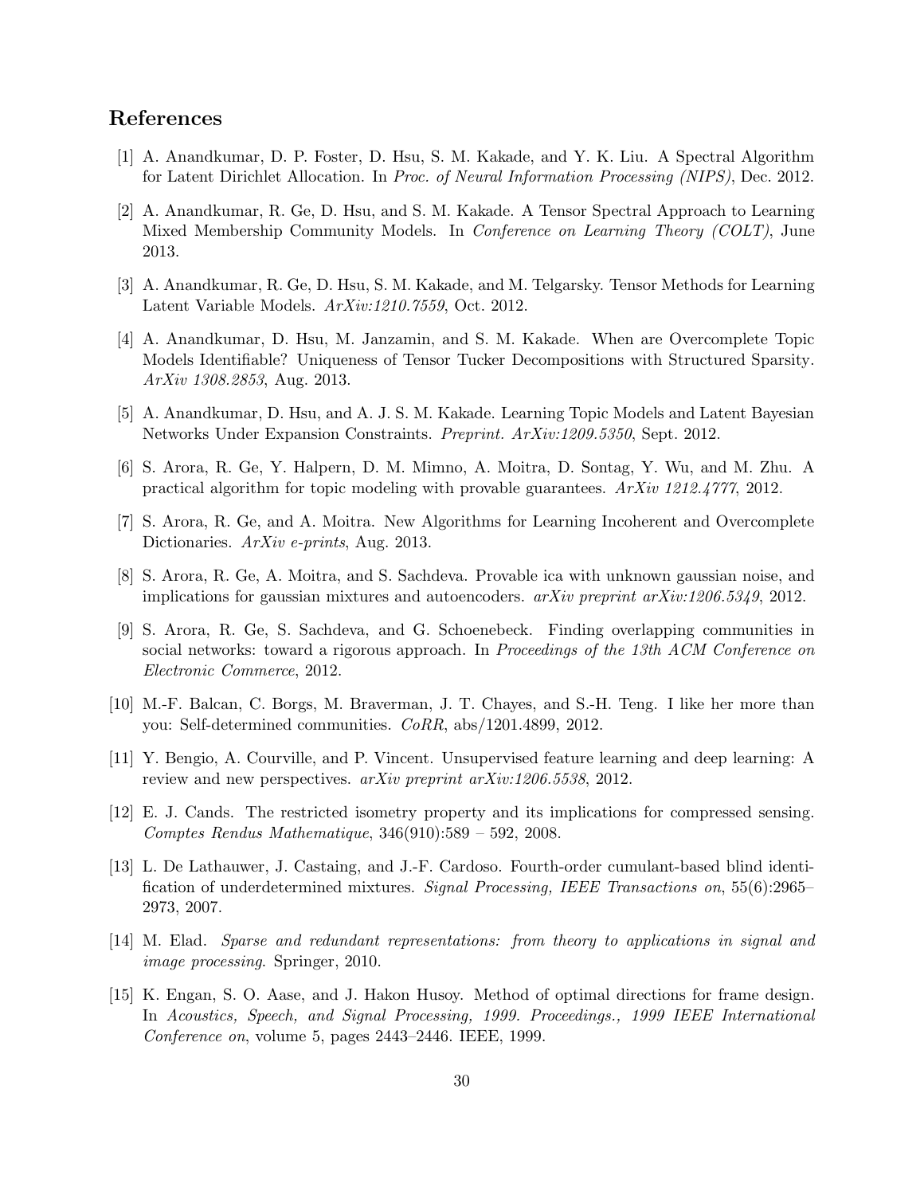## References

[1] A. Anandkumar, D. P. Foster, D. Hsu, S. M. Kakade, and Y. K. Liu. A Spectral Algorithm for Latent Dirichlet Allocation. In *Proc. of Neural Information Processing (NIPS)*, Dec. 2012.

[2] A. Anandkumar, R. Ge, D. Hsu, and S. M. Kakade. A Tensor Spectral Approach to Learning Mixed Membership Community Models. In *Conference on Learning Theory (COLT)*, June 2013.

[3] A. Anandkumar, R. Ge, D. Hsu, S. M. Kakade, and M. Telgarsky. Tensor Methods for Learning Latent Variable Models. *ArXiv:1210.7559*, Oct. 2012.

[4] A. Anandkumar, D. Hsu, M. Janzamin, and S. M. Kakade. When are Overcomplete Topic Models Identifiable? Uniqueness of Tensor Tucker Decompositions with Structured Sparsity. *ArXiv 1308.2853*, Aug. 2013.

[5] A. Anandkumar, D. Hsu, and A. J. S. M. Kakade. Learning Topic Models and Latent Bayesian Networks Under Expansion Constraints. *Preprint. ArXiv:1209.5350*, Sept. 2012.

[6] S. Arora, R. Ge, Y. Halpern, D. M. Mimno, A. Moitra, D. Sontag, Y. Wu, and M. Zhu. A practical algorithm for topic modeling with provable guarantees. *ArXiv 1212.4777*, 2012.

[7] S. Arora, R. Ge, and A. Moitra. New Algorithms for Learning Incoherent and Overcomplete Dictionaries. *ArXiv e-prints*, Aug. 2013.

[8] S. Arora, R. Ge, A. Moitra, and S. Sachdeva. Provable ica with unknown gaussian noise, and implications for gaussian mixtures and autoencoders. *arXiv preprint arXiv:1206.5349*, 2012.

[9] S. Arora, R. Ge, S. Sachdeva, and G. Schoenebeck. Finding overlapping communities in social networks: toward a rigorous approach. In *Proceedings of the 13th ACM Conference on Electronic Commerce*, 2012.

[10] M.-F. Balcan, C. Borgs, M. Braverman, J. T. Chayes, and S.-H. Teng. I like her more than you: Self-determined communities. *CoRR*, abs/1201.4899, 2012.

[11] Y. Bengio, A. Courville, and P. Vincent. Unsupervised feature learning and deep learning: A review and new perspectives. *arXiv preprint arXiv:1206.5538*, 2012.

[12] E. J. Cands. The restricted isometry property and its implications for compressed sensing. *Comptes Rendus Mathematique*, 346(910):589 – 592, 2008.

[13] L. De Lathauwer, J. Castaing, and J.-F. Cardoso. Fourth-order cumulant-based blind identification of underdetermined mixtures. *Signal Processing, IEEE Transactions on*, 55(6):2965–2973, 2007.

[14] M. Elad. *Sparse and redundant representations: from theory to applications in signal and image processing*. Springer, 2010.

[15] K. Engan, S. O. Aase, and J. Hakon Husoy. Method of optimal directions for frame design. In *Acoustics, Speech, and Signal Processing, 1999. Proceedings., 1999 IEEE International Conference on*, volume 5, pages 2443–2446. IEEE, 1999.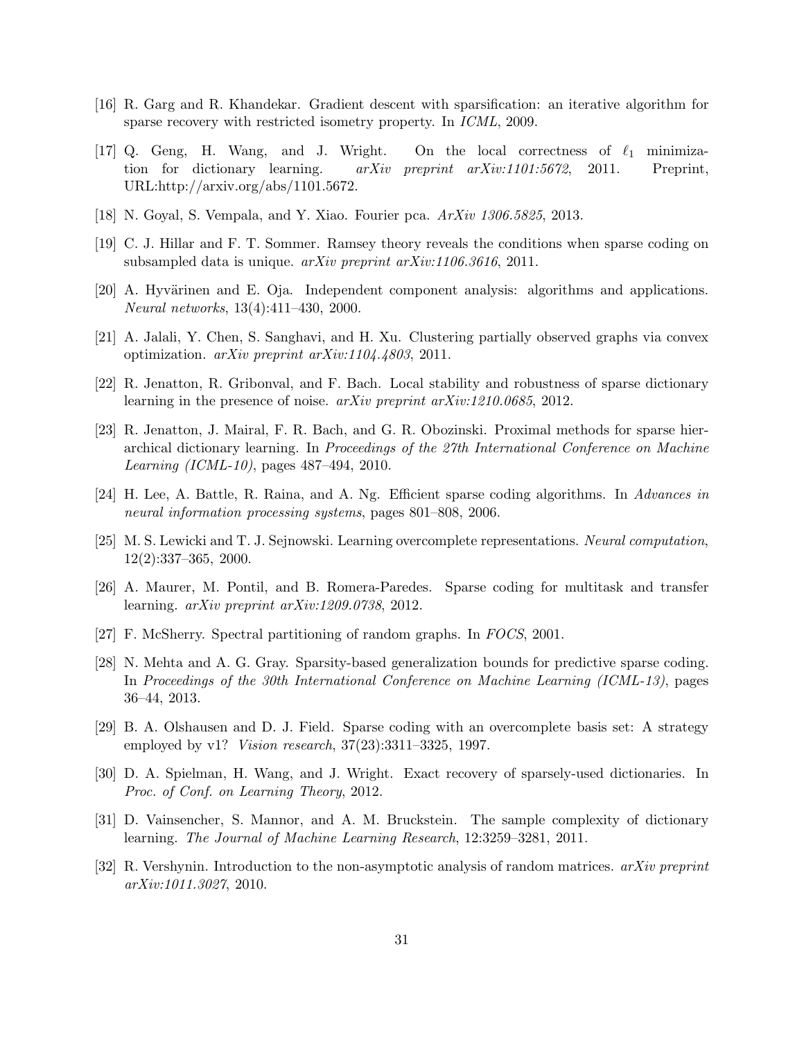[16] R. Garg and R. Khandekar. Gradient descent with sparsification: an iterative algorithm for sparse recovery with restricted isometry property. In *ICML*, 2009.

[17] Q. Geng, H. Wang, and J. Wright. On the local correctness of $\ell_1$ minimization for dictionary learning. *arXiv preprint arXiv:1101:5672*, 2011. Preprint, URL:http://arxiv.org/abs/1101.5672.

[18] N. Goyal, S. Vempala, and Y. Xiao. Fourier pca. *ArXiv 1306.5825*, 2013.

[19] C. J. Hillar and F. T. Sommer. Ramsey theory reveals the conditions when sparse coding on subsampled data is unique. *arXiv preprint arXiv:1106.3616*, 2011.

[20] A. Hyvärinen and E. Oja. Independent component analysis: algorithms and applications. *Neural networks*, 13(4):411–430, 2000.

[21] A. Jalali, Y. Chen, S. Sanghavi, and H. Xu. Clustering partially observed graphs via convex optimization. *arXiv preprint arXiv:1104.4803*, 2011.

[22] R. Jenatton, R. Gribonval, and F. Bach. Local stability and robustness of sparse dictionary learning in the presence of noise. *arXiv preprint arXiv:1210.0685*, 2012.

[23] R. Jenatton, J. Mairal, F. R. Bach, and G. R. Obozinski. Proximal methods for sparse hierarchical dictionary learning. In *Proceedings of the 27th International Conference on Machine Learning (ICML-10)*, pages 487–494, 2010.

[24] H. Lee, A. Battle, R. Raina, and A. Ng. Efficient sparse coding algorithms. In *Advances in neural information processing systems*, pages 801–808, 2006.

[25] M. S. Lewicki and T. J. Sejnowski. Learning overcomplete representations. *Neural computation*, 12(2):337–365, 2000.

[26] A. Maurer, M. Pontil, and B. Romera-Paredes. Sparse coding for multitask and transfer learning. *arXiv preprint arXiv:1209.0738*, 2012.

[27] F. McSherry. Spectral partitioning of random graphs. In *FOCS*, 2001.

[28] N. Mehta and A. G. Gray. Sparsity-based generalization bounds for predictive sparse coding. In *Proceedings of the 30th International Conference on Machine Learning (ICML-13)*, pages 36–44, 2013.

[29] B. A. Olshausen and D. J. Field. Sparse coding with an overcomplete basis set: A strategy employed by v1? *Vision research*, 37(23):3311–3325, 1997.

[30] D. A. Spielman, H. Wang, and J. Wright. Exact recovery of sparsely-used dictionaries. In *Proc. of Conf. on Learning Theory*, 2012.

[31] D. Vainsencher, S. Mannor, and A. M. Bruckstein. The sample complexity of dictionary learning. *The Journal of Machine Learning Research*, 12:3259–3281, 2011.

[32] R. Vershynin. Introduction to the non-asymptotic analysis of random matrices. *arXiv preprint arXiv:1011.3027*, 2010.